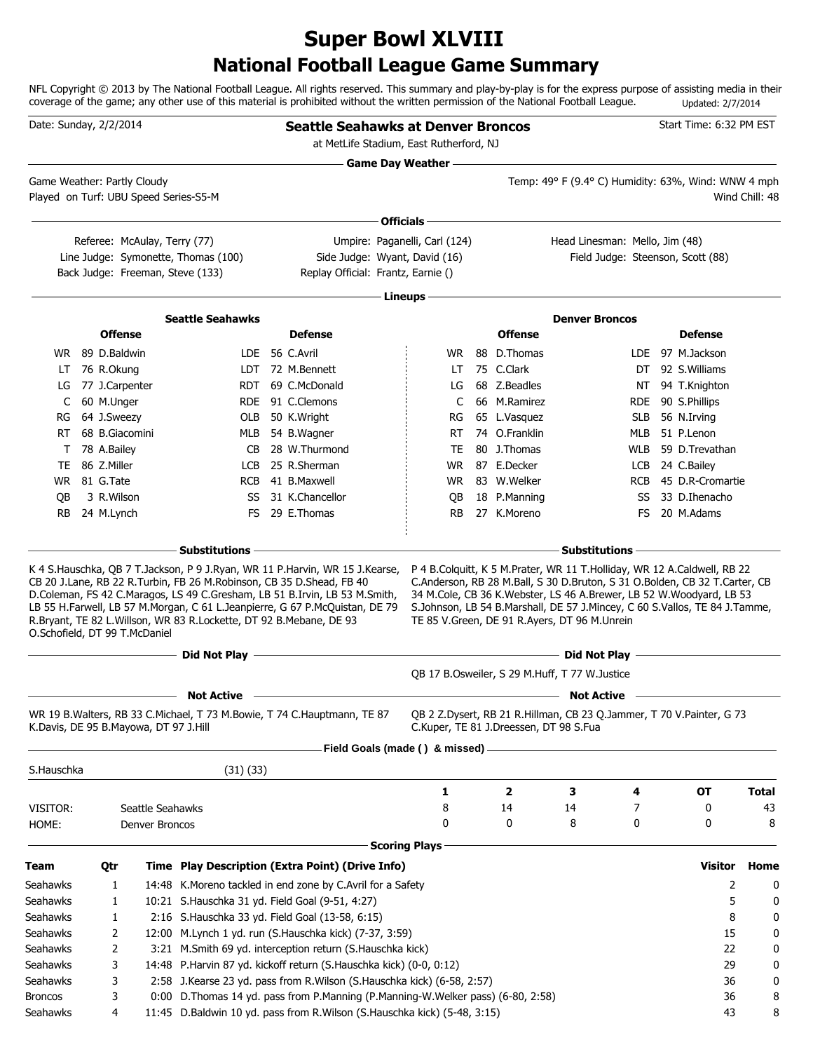# Super Bowl XLVIII

## National Football League Game Summary

NFL Copyright © 2013 by The National Football League. All rights reserved. This summary and play-by-play is for the express purpose of assisting media in their coverage of the game; any other use of this material is prohibited without the written permission of the National Football League. Updated: 2/7/2014

Date: Sunday, 2/2/2014

**Seattle Seahawks at Denver Broncos**

at MetLife Stadium, East Rutherford, NJ

Start Time: 6:32 PM EST

### Game Day Weather

Game Weather: Partly Cloudy

Played on Turf: UBU Speed Series-S5-M

Temp: 49° F (9.4° C) Humidity: 63%, Wind: WNW 4 mph

Wind Chill: 48

### Officials

Referee: McAulay, Terry (77)
Umpire: Paganelli, Carl (124)
Head Linesman: Mello, Jim (48)
Line Judge: Symonette, Thomas (100)
Side Judge: Wyant, David (16)
Field Judge: Steenson, Scott (88)
Back Judge: Freeman, Steve (133)
Replay Official: Frantz, Earnie ()

### Lineups

**Seattle Seahawks**

| Offense | | | Defense | | |
|---|---|---|---|---|---|
| WR | 89 | D.Baldwin | LDE | 56 | C.Avril |
| LT | 76 | R.Okung | LDT | 72 | M.Bennett |
| LG | 77 | J.Carpenter | RDT | 69 | C.McDonald |
| C | 60 | M.Unger | RDE | 91 | C.Clemons |
| RG | 64 | J.Sweezy | OLB | 50 | K.Wright |
| RT | 68 | B.Giacomini | MLB | 54 | B.Wagner |
| T | 78 | A.Bailey | CB | 28 | W.Thurmond |
| TE | 86 | Z.Miller | LCB | 25 | R.Sherman |
| WR | 81 | G.Tate | RCB | 41 | B.Maxwell |
| QB | 3 | R.Wilson | SS | 31 | K.Chancellor |
| RB | 24 | M.Lynch | FS | 29 | E.Thomas |

**Denver Broncos**

| Offense | | | Defense | | |
|---|---|---|---|---|---|
| WR | 88 | D.Thomas | LDE | 97 | M.Jackson |
| LT | 75 | C.Clark | DT | 92 | S.Williams |
| LG | 68 | Z.Beadles | NT | 94 | T.Knighton |
| C | 66 | M.Ramirez | RDE | 90 | S.Phillips |
| RG | 65 | L.Vasquez | SLB | 56 | N.Irving |
| RT | 74 | O.Franklin | MLB | 51 | P.Lenon |
| TE | 80 | J.Thomas | WLB | 59 | D.Trevathan |
| WR | 87 | E.Decker | LCB | 24 | C.Bailey |
| WR | 83 | W.Welker | RCB | 45 | D.R-Cromartie |
| QB | 18 | P.Manning | SS | 33 | D.Ihenacho |
| RB | 27 | K.Moreno | FS | 20 | M.Adams |

### Substitutions

**Seattle Seahawks:** K 4 S.Hauschka, QB 7 T.Jackson, P 9 J.Ryan, WR 11 P.Harvin, WR 15 J.Kearse, CB 20 J.Lane, RB 22 R.Turbin, FB 26 M.Robinson, CB 35 D.Shead, FB 40 D.Coleman, FS 42 C.Maragos, LS 49 C.Gresham, LB 51 B.Irvin, LB 53 M.Smith, LB 55 H.Farwell, LB 57 M.Morgan, C 61 L.Jeanpierre, G 67 P.McQuistan, DE 79 R.Bryant, TE 82 L.Willson, WR 83 R.Lockette, DT 92 B.Mebane, DE 93 O.Schofield, DT 99 T.McDaniel

**Denver Broncos:** P 4 B.Colquitt, K 5 M.Prater, WR 11 T.Holliday, WR 12 A.Caldwell, RB 22 C.Anderson, RB 28 M.Ball, S 30 D.Bruton, S 31 O.Bolden, CB 32 T.Carter, CB 34 M.Cole, CB 36 K.Webster, LS 46 A.Brewer, LB 52 W.Woodyard, LB 53 S.Johnson, LB 54 B.Marshall, DE 57 J.Mincey, C 60 S.Vallos, TE 84 J.Tamme, TE 85 V.Green, DE 91 R.Ayers, DT 96 M.Unrein

### Did Not Play

**Denver Broncos:** QB 17 B.Osweiler, S 29 M.Huff, T 77 W.Justice

### Not Active

**Seattle Seahawks:** WR 19 B.Walters, RB 33 C.Michael, T 73 M.Bowie, T 74 C.Hauptmann, TE 87 K.Davis, DE 95 B.Mayowa, DT 97 J.Hill

**Denver Broncos:** QB 2 Z.Dysert, RB 21 R.Hillman, CB 23 Q.Jammer, T 70 V.Painter, G 73 C.Kuper, TE 81 J.Dreessen, DT 98 S.Fua

### Field Goals (made ( ) & missed)

S.Hauschka (31) (33)

| | | 1 | 2 | 3 | 4 | OT | Total |
|---|---|---|---|---|---|---|---|
| VISITOR: | Seattle Seahawks | 8 | 14 | 14 | 7 | 0 | 43 |
| HOME: | Denver Broncos | 0 | 0 | 8 | 0 | 0 | 8 |

### Scoring Plays

| Team | Qtr | Time | Play Description (Extra Point) (Drive Info) | Visitor | Home |
|---|---|---|---|---|---|
| Seahawks | 1 | 14:48 | K.Moreno tackled in end zone by C.Avril for a Safety | 2 | 0 |
| Seahawks | 1 | 10:21 | S.Hauschka 31 yd. Field Goal (9-51, 4:27) | 5 | 0 |
| Seahawks | 1 | 2:16 | S.Hauschka 33 yd. Field Goal (13-58, 6:15) | 8 | 0 |
| Seahawks | 2 | 12:00 | M.Lynch 1 yd. run (S.Hauschka kick) (7-37, 3:59) | 15 | 0 |
| Seahawks | 2 | 3:21 | M.Smith 69 yd. interception return (S.Hauschka kick) | 22 | 0 |
| Seahawks | 3 | 14:48 | P.Harvin 87 yd. kickoff return (S.Hauschka kick) (0-0, 0:12) | 29 | 0 |
| Seahawks | 3 | 2:58 | J.Kearse 23 yd. pass from R.Wilson (S.Hauschka kick) (6-58, 2:57) | 36 | 0 |
| Broncos | 3 | 0:00 | D.Thomas 14 yd. pass from P.Manning (P.Manning-W.Welker pass) (6-80, 2:58) | 36 | 8 |
| Seahawks | 4 | 11:45 | D.Baldwin 10 yd. pass from R.Wilson (S.Hauschka kick) (5-48, 3:15) | 43 | 8 |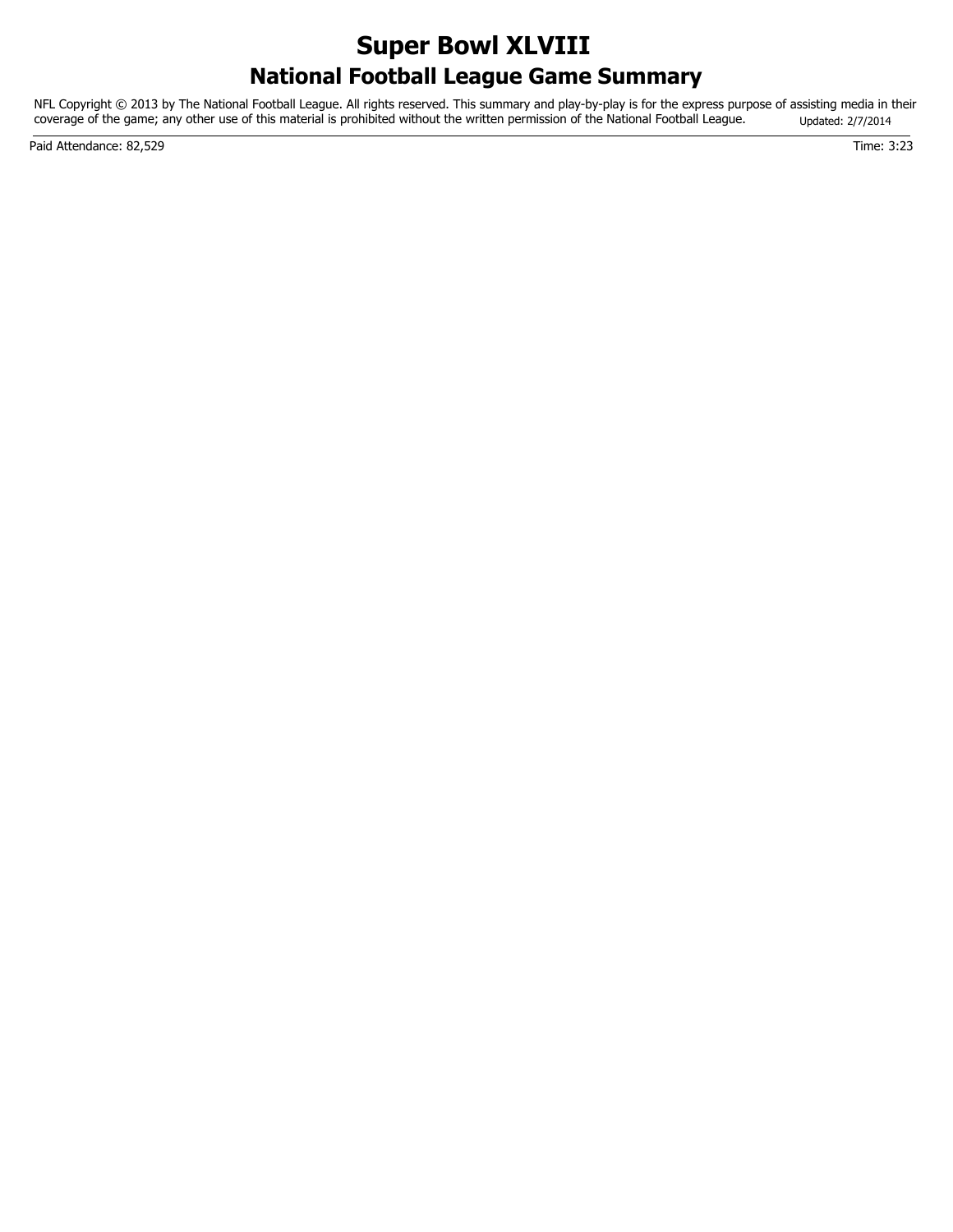# Super Bowl XLVIII
## National Football League Game Summary

NFL Copyright © 2013 by The National Football League. All rights reserved. This summary and play-by-play is for the express purpose of assisting media in their coverage of the game; any other use of this material is prohibited without the written permission of the National Football League. Updated: 2/7/2014

Paid Attendance: 82,529

Time: 3:23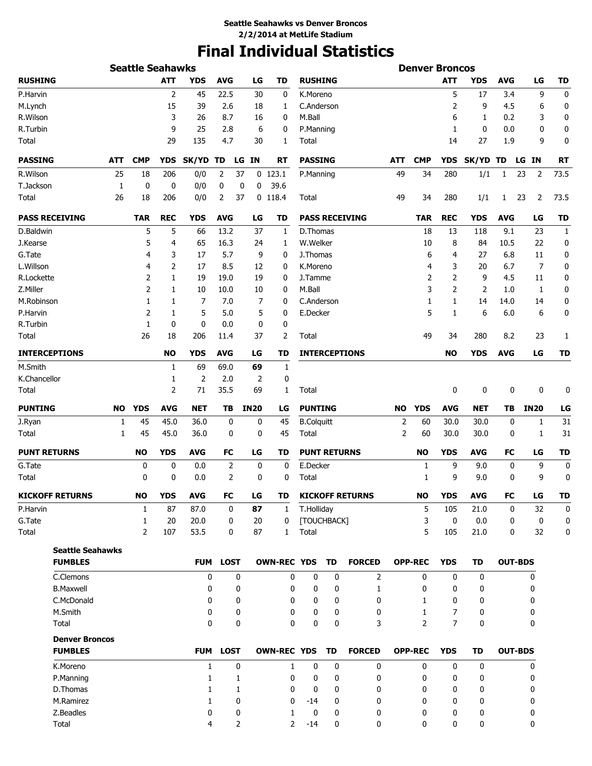**Seattle Seahawks vs Denver Broncos**
**2/2/2014 at MetLife Stadium**

# Final Individual Statistics

## Seattle Seahawks

| RUSHING | ATT | YDS | AVG | LG | TD |
|---|---|---|---|---|---|
| P.Harvin | 2 | 45 | 22.5 | 30 | 0 |
| M.Lynch | 15 | 39 | 2.6 | 18 | 1 |
| R.Wilson | 3 | 26 | 8.7 | 16 | 0 |
| R.Turbin | 9 | 25 | 2.8 | 6 | 0 |
| Total | 29 | 135 | 4.7 | 30 | 1 |

| PASSING | ATT | CMP | YDS | SK/YD | TD | LG | IN | RT |
|---|---|---|---|---|---|---|---|---|
| R.Wilson | 25 | 18 | 206 | 0/0 | 2 | 37 | 0 | 123.1 |
| T.Jackson | 1 | 0 | 0 | 0/0 | 0 | 0 | 0 | 39.6 |
| Total | 26 | 18 | 206 | 0/0 | 2 | 37 | 0 | 118.4 |

| PASS RECEIVING | TAR | REC | YDS | AVG | LG | TD |
|---|---|---|---|---|---|---|
| D.Baldwin | 5 | 5 | 66 | 13.2 | 37 | 1 |
| J.Kearse | 5 | 4 | 65 | 16.3 | 24 | 1 |
| G.Tate | 4 | 3 | 17 | 5.7 | 9 | 0 |
| L.Willson | 4 | 2 | 17 | 8.5 | 12 | 0 |
| R.Lockette | 2 | 1 | 19 | 19.0 | 19 | 0 |
| Z.Miller | 2 | 1 | 10 | 10.0 | 10 | 0 |
| M.Robinson | 1 | 1 | 7 | 7.0 | 7 | 0 |
| P.Harvin | 2 | 1 | 5 | 5.0 | 5 | 0 |
| R.Turbin | 1 | 0 | 0 | 0.0 | 0 | 0 |
| Total | 26 | 18 | 206 | 11.4 | 37 | 2 |

| INTERCEPTIONS | NO | YDS | AVG | LG | TD |
|---|---|---|---|---|---|
| M.Smith | 1 | 69 | 69.0 | **69** | 1 |
| K.Chancellor | 1 | 2 | 2.0 | 2 | 0 |
| Total | 2 | 71 | 35.5 | 69 | 1 |

| PUNTING | NO | YDS | AVG | NET | TB | IN20 | LG |
|---|---|---|---|---|---|---|---|
| J.Ryan | 1 | 45 | 45.0 | 36.0 | 0 | 0 | 45 |
| Total | 1 | 45 | 45.0 | 36.0 | 0 | 0 | 45 |

| PUNT RETURNS | NO | YDS | AVG | FC | LG | TD |
|---|---|---|---|---|---|---|
| G.Tate | 0 | 0 | 0.0 | 2 | 0 | 0 |
| Total | 0 | 0 | 0.0 | 2 | 0 | 0 |

| KICKOFF RETURNS | NO | YDS | AVG | FC | LG | TD |
|---|---|---|---|---|---|---|
| P.Harvin | 1 | 87 | 87.0 | 0 | **87** | 1 |
| G.Tate | 1 | 20 | 20.0 | 0 | 20 | 0 |
| Total | 2 | 107 | 53.5 | 0 | 87 | 1 |

## Denver Broncos

| RUSHING | ATT | YDS | AVG | LG | TD |
|---|---|---|---|---|---|
| K.Moreno | 5 | 17 | 3.4 | 9 | 0 |
| C.Anderson | 2 | 9 | 4.5 | 6 | 0 |
| M.Ball | 6 | 1 | 0.2 | 3 | 0 |
| P.Manning | 1 | 0 | 0.0 | 0 | 0 |
| Total | 14 | 27 | 1.9 | 9 | 0 |

| PASSING | ATT | CMP | YDS | SK/YD | TD | LG | IN | RT |
|---|---|---|---|---|---|---|---|---|
| P.Manning | 49 | 34 | 280 | 1/1 | 1 | 23 | 2 | 73.5 |
| Total | 49 | 34 | 280 | 1/1 | 1 | 23 | 2 | 73.5 |

| PASS RECEIVING | TAR | REC | YDS | AVG | LG | TD |
|---|---|---|---|---|---|---|
| D.Thomas | 18 | 13 | 118 | 9.1 | 23 | 1 |
| W.Welker | 10 | 8 | 84 | 10.5 | 22 | 0 |
| J.Thomas | 6 | 4 | 27 | 6.8 | 11 | 0 |
| K.Moreno | 4 | 3 | 20 | 6.7 | 7 | 0 |
| J.Tamme | 2 | 2 | 9 | 4.5 | 11 | 0 |
| M.Ball | 3 | 2 | 2 | 1.0 | 1 | 0 |
| C.Anderson | 1 | 1 | 14 | 14.0 | 14 | 0 |
| E.Decker | 5 | 1 | 6 | 6.0 | 6 | 0 |
| Total | 49 | 34 | 280 | 8.2 | 23 | 1 |

| INTERCEPTIONS | NO | YDS | AVG | LG | TD |
|---|---|---|---|---|---|
| Total | 0 | 0 | 0 | 0 | 0 |

| PUNTING | NO | YDS | AVG | NET | TB | IN20 | LG |
|---|---|---|---|---|---|---|---|
| B.Colquitt | 2 | 60 | 30.0 | 30.0 | 0 | 1 | 31 |
| Total | 2 | 60 | 30.0 | 30.0 | 0 | 1 | 31 |

| PUNT RETURNS | NO | YDS | AVG | FC | LG | TD |
|---|---|---|---|---|---|---|
| E.Decker | 1 | 9 | 9.0 | 0 | 9 | 0 |
| Total | 1 | 9 | 9.0 | 0 | 9 | 0 |

| KICKOFF RETURNS | NO | YDS | AVG | FC | LG | TD |
|---|---|---|---|---|---|---|
| T.Holliday | 5 | 105 | 21.0 | 0 | 32 | 0 |
| [TOUCHBACK] | 3 | 0 | 0.0 | 0 | 0 | 0 |
| Total | 5 | 105 | 21.0 | 0 | 32 | 0 |

## Seattle Seahawks

| FUMBLES | FUM | LOST | OWN-REC | YDS | TD | FORCED | OPP-REC | YDS | TD | OUT-BDS |
|---|---|---|---|---|---|---|---|---|---|---|
| C.Clemons | 0 | 0 | 0 | 0 | 0 | 2 | 0 | 0 | 0 | 0 |
| B.Maxwell | 0 | 0 | 0 | 0 | 0 | 1 | 0 | 0 | 0 | 0 |
| C.McDonald | 0 | 0 | 0 | 0 | 0 | 0 | 1 | 0 | 0 | 0 |
| M.Smith | 0 | 0 | 0 | 0 | 0 | 0 | 1 | 7 | 0 | 0 |
| Total | 0 | 0 | 0 | 0 | 0 | 3 | 2 | 7 | 0 | 0 |

## Denver Broncos

| FUMBLES | FUM | LOST | OWN-REC | YDS | TD | FORCED | OPP-REC | YDS | TD | OUT-BDS |
|---|---|---|---|---|---|---|---|---|---|---|
| K.Moreno | 1 | 0 | 1 | 0 | 0 | 0 | 0 | 0 | 0 | 0 |
| P.Manning | 1 | 1 | 0 | 0 | 0 | 0 | 0 | 0 | 0 | 0 |
| D.Thomas | 1 | 1 | 0 | 0 | 0 | 0 | 0 | 0 | 0 | 0 |
| M.Ramirez | 1 | 0 | 0 | -14 | 0 | 0 | 0 | 0 | 0 | 0 |
| Z.Beadles | 0 | 0 | 1 | 0 | 0 | 0 | 0 | 0 | 0 | 0 |
| Total | 4 | 2 | 2 | -14 | 0 | 0 | 0 | 0 | 0 | 0 |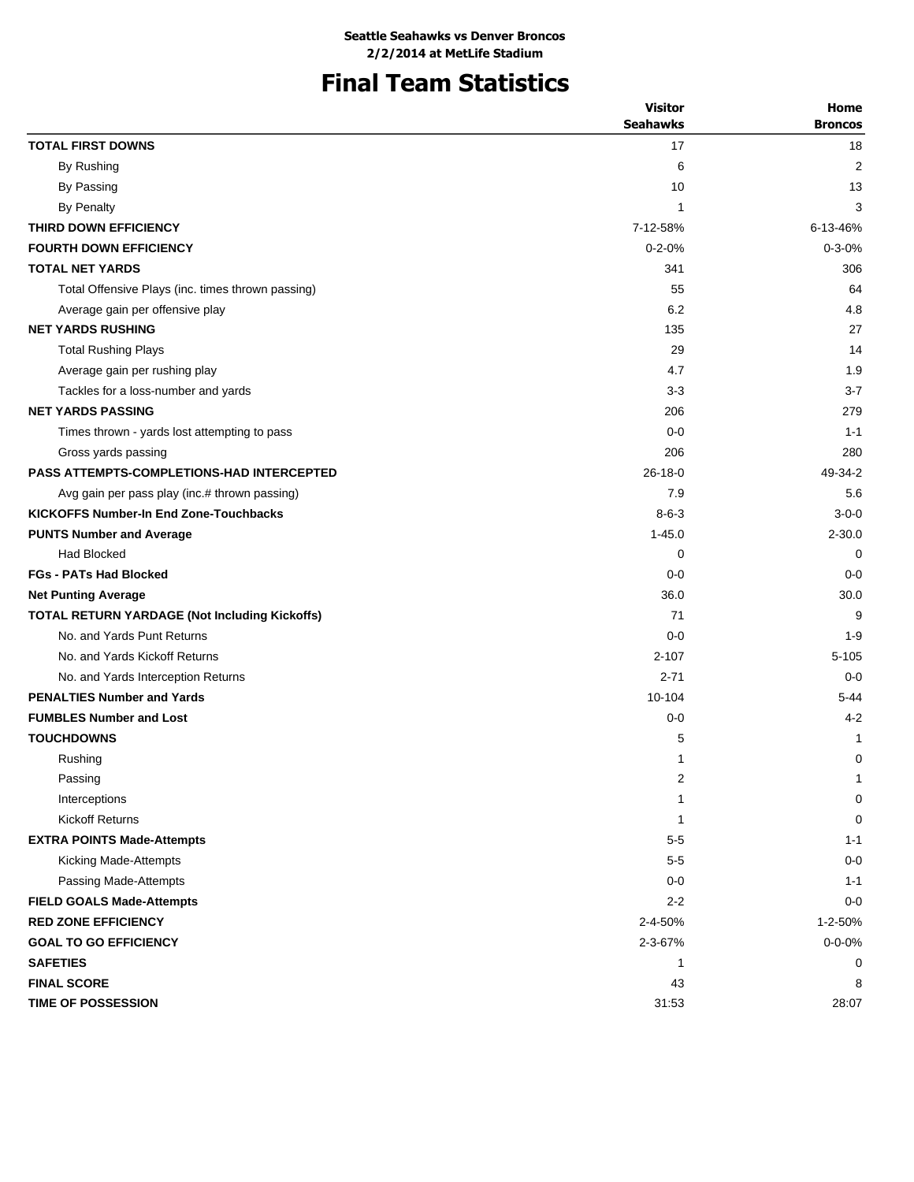**Seattle Seahawks vs Denver Broncos**
**2/2/2014 at MetLife Stadium**

# Final Team Statistics

| | Visitor Seahawks | Home Broncos |
|---|---|---|
| **TOTAL FIRST DOWNS** | 17 | 18 |
| By Rushing | 6 | 2 |
| By Passing | 10 | 13 |
| By Penalty | 1 | 3 |
| **THIRD DOWN EFFICIENCY** | 7-12-58% | 6-13-46% |
| **FOURTH DOWN EFFICIENCY** | 0-2-0% | 0-3-0% |
| **TOTAL NET YARDS** | 341 | 306 |
| Total Offensive Plays (inc. times thrown passing) | 55 | 64 |
| Average gain per offensive play | 6.2 | 4.8 |
| **NET YARDS RUSHING** | 135 | 27 |
| Total Rushing Plays | 29 | 14 |
| Average gain per rushing play | 4.7 | 1.9 |
| Tackles for a loss-number and yards | 3-3 | 3-7 |
| **NET YARDS PASSING** | 206 | 279 |
| Times thrown - yards lost attempting to pass | 0-0 | 1-1 |
| Gross yards passing | 206 | 280 |
| **PASS ATTEMPTS-COMPLETIONS-HAD INTERCEPTED** | 26-18-0 | 49-34-2 |
| Avg gain per pass play (inc.# thrown passing) | 7.9 | 5.6 |
| **KICKOFFS Number-In End Zone-Touchbacks** | 8-6-3 | 3-0-0 |
| **PUNTS Number and Average** | 1-45.0 | 2-30.0 |
| Had Blocked | 0 | 0 |
| **FGs - PATs Had Blocked** | 0-0 | 0-0 |
| **Net Punting Average** | 36.0 | 30.0 |
| **TOTAL RETURN YARDAGE (Not Including Kickoffs)** | 71 | 9 |
| No. and Yards Punt Returns | 0-0 | 1-9 |
| No. and Yards Kickoff Returns | 2-107 | 5-105 |
| No. and Yards Interception Returns | 2-71 | 0-0 |
| **PENALTIES Number and Yards** | 10-104 | 5-44 |
| **FUMBLES Number and Lost** | 0-0 | 4-2 |
| **TOUCHDOWNS** | 5 | 1 |
| Rushing | 1 | 0 |
| Passing | 2 | 1 |
| Interceptions | 1 | 0 |
| Kickoff Returns | 1 | 0 |
| **EXTRA POINTS Made-Attempts** | 5-5 | 1-1 |
| Kicking Made-Attempts | 5-5 | 0-0 |
| Passing Made-Attempts | 0-0 | 1-1 |
| **FIELD GOALS Made-Attempts** | 2-2 | 0-0 |
| **RED ZONE EFFICIENCY** | 2-4-50% | 1-2-50% |
| **GOAL TO GO EFFICIENCY** | 2-3-67% | 0-0-0% |
| **SAFETIES** | 1 | 0 |
| **FINAL SCORE** | 43 | 8 |
| **TIME OF POSSESSION** | 31:53 | 28:07 |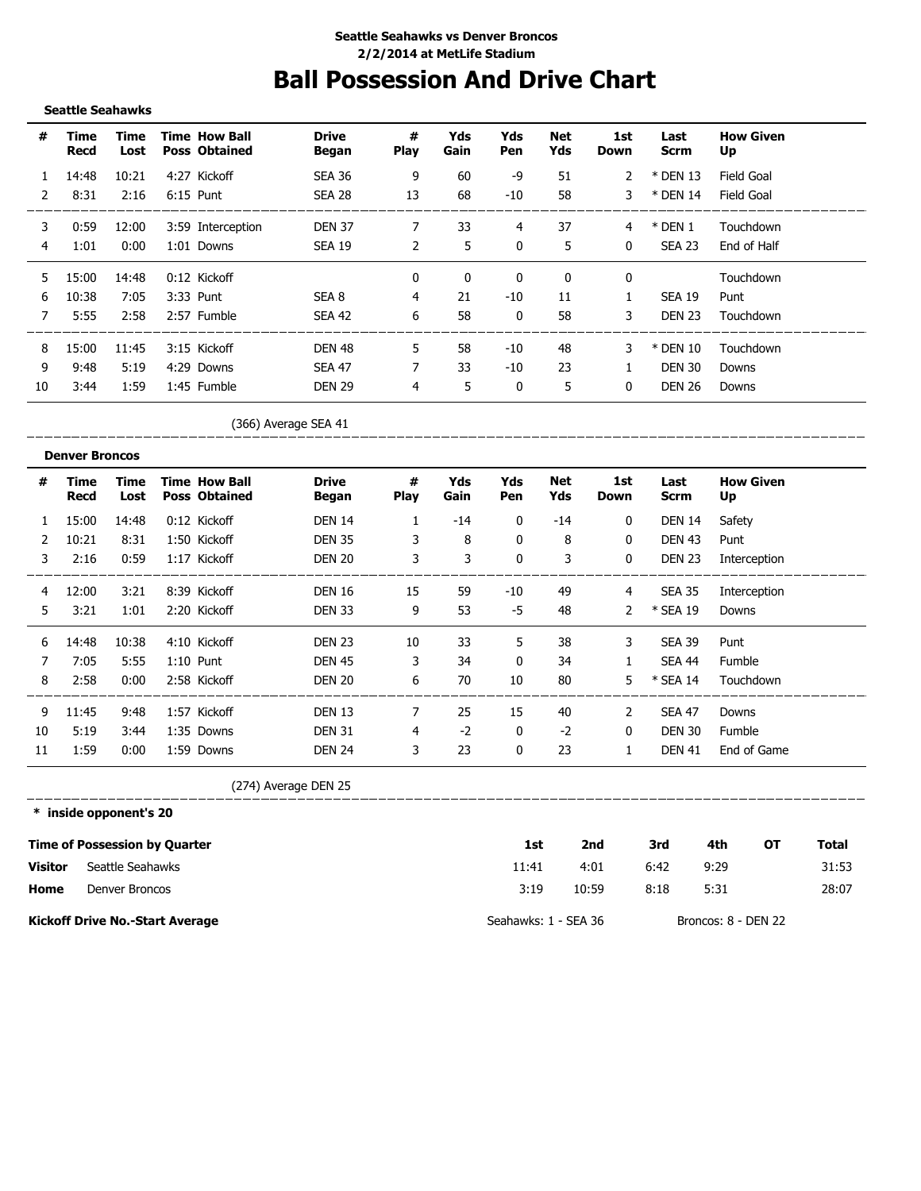**Seattle Seahawks vs Denver Broncos**
**2/2/2014 at MetLife Stadium**

# Ball Possession And Drive Chart

**Seattle Seahawks**

| # | Time Recd | Time Lost | Time Poss | How Ball Obtained | Drive Began | # Play | Yds Gain | Yds Pen | Net Yds | 1st Down | Last Scrm | How Given Up |
|---|---|---|---|---|---|---|---|---|---|---|---|---|
| 1 | 14:48 | 10:21 | 4:27 | Kickoff | SEA 36 | 9 | 60 | -9 | 51 | 2 | * DEN 13 | Field Goal |
| 2 | 8:31 | 2:16 | 6:15 | Punt | SEA 28 | 13 | 68 | -10 | 58 | 3 | * DEN 14 | Field Goal |
| 3 | 0:59 | 12:00 | 3:59 | Interception | DEN 37 | 7 | 33 | 4 | 37 | 4 | * DEN 1 | Touchdown |
| 4 | 1:01 | 0:00 | 1:01 | Downs | SEA 19 | 2 | 5 | 0 | 5 | 0 | SEA 23 | End of Half |
| 5 | 15:00 | 14:48 | 0:12 | Kickoff | | 0 | 0 | 0 | 0 | 0 | | Touchdown |
| 6 | 10:38 | 7:05 | 3:33 | Punt | SEA 8 | 4 | 21 | -10 | 11 | 1 | SEA 19 | Punt |
| 7 | 5:55 | 2:58 | 2:57 | Fumble | SEA 42 | 6 | 58 | 0 | 58 | 3 | DEN 23 | Touchdown |
| 8 | 15:00 | 11:45 | 3:15 | Kickoff | DEN 48 | 5 | 58 | -10 | 48 | 3 | * DEN 10 | Touchdown |
| 9 | 9:48 | 5:19 | 4:29 | Downs | SEA 47 | 7 | 33 | -10 | 23 | 1 | DEN 30 | Downs |
| 10 | 3:44 | 1:59 | 1:45 | Fumble | DEN 29 | 4 | 5 | 0 | 5 | 0 | DEN 26 | Downs |

(366) Average SEA 41

**Denver Broncos**

| # | Time Recd | Time Lost | Time Poss | How Ball Obtained | Drive Began | # Play | Yds Gain | Yds Pen | Net Yds | 1st Down | Last Scrm | How Given Up |
|---|---|---|---|---|---|---|---|---|---|---|---|---|
| 1 | 15:00 | 14:48 | 0:12 | Kickoff | DEN 14 | 1 | -14 | 0 | -14 | 0 | DEN 14 | Safety |
| 2 | 10:21 | 8:31 | 1:50 | Kickoff | DEN 35 | 3 | 8 | 0 | 8 | 0 | DEN 43 | Punt |
| 3 | 2:16 | 0:59 | 1:17 | Kickoff | DEN 20 | 3 | 3 | 0 | 3 | 0 | DEN 23 | Interception |
| 4 | 12:00 | 3:21 | 8:39 | Kickoff | DEN 16 | 15 | 59 | -10 | 49 | 4 | SEA 35 | Interception |
| 5 | 3:21 | 1:01 | 2:20 | Kickoff | DEN 33 | 9 | 53 | -5 | 48 | 2 | * SEA 19 | Downs |
| 6 | 14:48 | 10:38 | 4:10 | Kickoff | DEN 23 | 10 | 33 | 5 | 38 | 3 | SEA 39 | Punt |
| 7 | 7:05 | 5:55 | 1:10 | Punt | DEN 45 | 3 | 34 | 0 | 34 | 1 | SEA 44 | Fumble |
| 8 | 2:58 | 0:00 | 2:58 | Kickoff | DEN 20 | 6 | 70 | 10 | 80 | 5 | * SEA 14 | Touchdown |
| 9 | 11:45 | 9:48 | 1:57 | Kickoff | DEN 13 | 7 | 25 | 15 | 40 | 2 | SEA 47 | Downs |
| 10 | 5:19 | 3:44 | 1:35 | Downs | DEN 31 | 4 | -2 | 0 | -2 | 0 | DEN 30 | Fumble |
| 11 | 1:59 | 0:00 | 1:59 | Downs | DEN 24 | 3 | 23 | 0 | 23 | 1 | DEN 41 | End of Game |

(274) Average DEN 25

**\* inside opponent's 20**

| Time of Possession by Quarter | | 1st | 2nd | 3rd | 4th | OT | Total |
|---|---|---|---|---|---|---|---|
| **Visitor** | Seattle Seahawks | 11:41 | 4:01 | 6:42 | 9:29 | | 31:53 |
| **Home** | Denver Broncos | 3:19 | 10:59 | 8:18 | 5:31 | | 28:07 |

**Kickoff Drive No.-Start Average** — Seahawks: 1 - SEA 36 — Broncos: 8 - DEN 22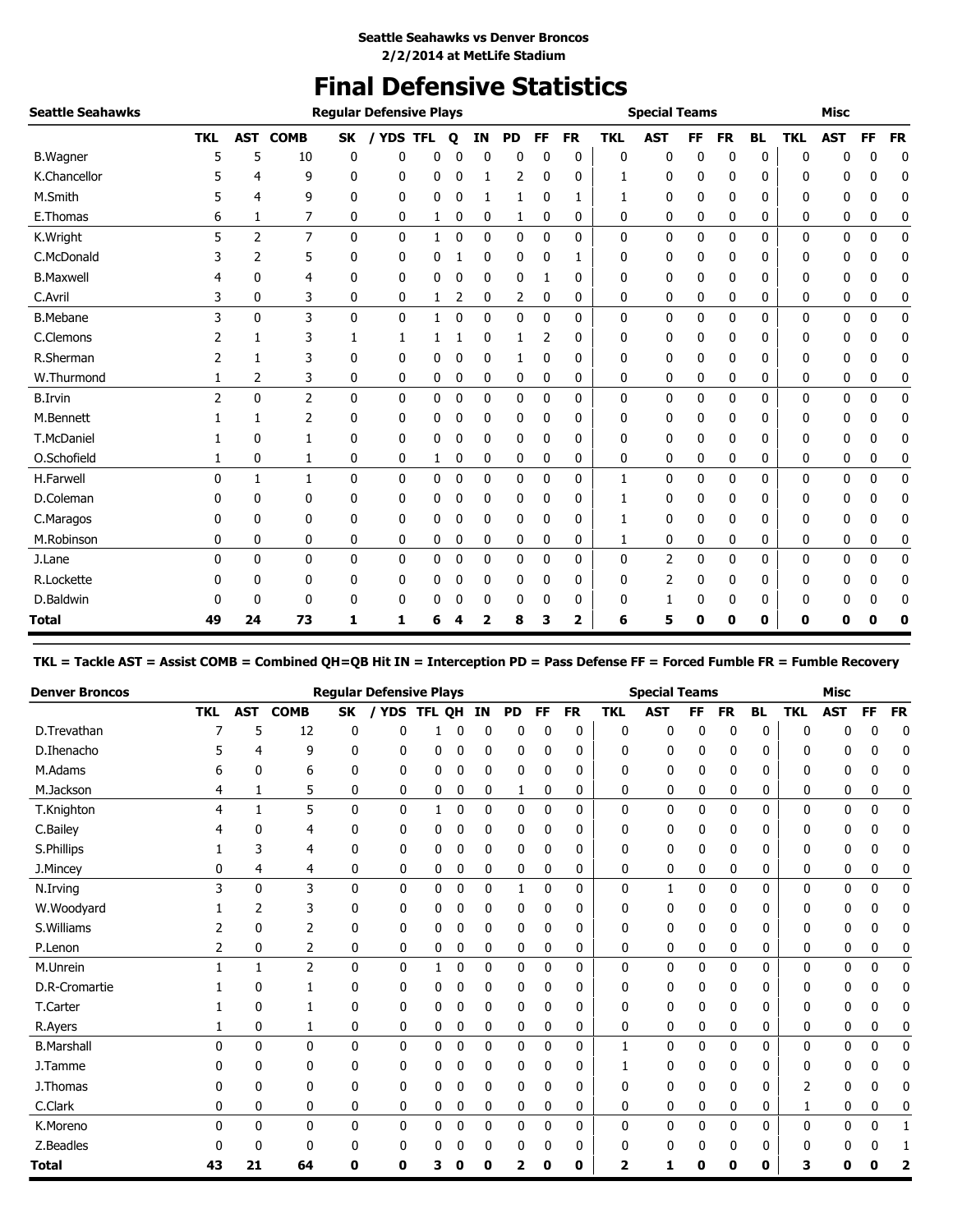**Seattle Seahawks vs Denver Broncos**
**2/2/2014 at MetLife Stadium**

# Final Defensive Statistics

| Seattle Seahawks | Regular Defensive Plays | | | | | | | | | | | Special Teams | | | | | Misc | | | |
|---|---|---|---|---|---|---|---|---|---|---|---|---|---|---|---|---|---|---|---|---|
| | TKL | AST | COMB | SK | / YDS | TFL | Q | IN | PD | FF | FR | TKL | AST | FF | FR | BL | TKL | AST | FF | FR |
| B.Wagner | 5 | 5 | 10 | 0 | 0 | 0 | 0 | 0 | 0 | 0 | 0 | 0 | 0 | 0 | 0 | 0 | 0 | 0 | 0 | 0 |
| K.Chancellor | 5 | 4 | 9 | 0 | 0 | 0 | 0 | 1 | 2 | 0 | 0 | 1 | 0 | 0 | 0 | 0 | 0 | 0 | 0 | 0 |
| M.Smith | 5 | 4 | 9 | 0 | 0 | 0 | 0 | 1 | 1 | 0 | 1 | 1 | 0 | 0 | 0 | 0 | 0 | 0 | 0 | 0 |
| E.Thomas | 6 | 1 | 7 | 0 | 0 | 1 | 0 | 0 | 1 | 0 | 0 | 0 | 0 | 0 | 0 | 0 | 0 | 0 | 0 | 0 |
| K.Wright | 5 | 2 | 7 | 0 | 0 | 1 | 0 | 0 | 0 | 0 | 0 | 0 | 0 | 0 | 0 | 0 | 0 | 0 | 0 | 0 |
| C.McDonald | 3 | 2 | 5 | 0 | 0 | 0 | 1 | 0 | 0 | 0 | 1 | 0 | 0 | 0 | 0 | 0 | 0 | 0 | 0 | 0 |
| B.Maxwell | 4 | 0 | 4 | 0 | 0 | 0 | 0 | 0 | 0 | 1 | 0 | 0 | 0 | 0 | 0 | 0 | 0 | 0 | 0 | 0 |
| C.Avril | 3 | 0 | 3 | 0 | 0 | 1 | 2 | 0 | 2 | 0 | 0 | 0 | 0 | 0 | 0 | 0 | 0 | 0 | 0 | 0 |
| B.Mebane | 3 | 0 | 3 | 0 | 0 | 1 | 0 | 0 | 0 | 0 | 0 | 0 | 0 | 0 | 0 | 0 | 0 | 0 | 0 | 0 |
| C.Clemons | 2 | 1 | 3 | 1 | 1 | 1 | 1 | 0 | 1 | 2 | 0 | 0 | 0 | 0 | 0 | 0 | 0 | 0 | 0 | 0 |
| R.Sherman | 2 | 1 | 3 | 0 | 0 | 0 | 0 | 0 | 1 | 0 | 0 | 0 | 0 | 0 | 0 | 0 | 0 | 0 | 0 | 0 |
| W.Thurmond | 1 | 2 | 3 | 0 | 0 | 0 | 0 | 0 | 0 | 0 | 0 | 0 | 0 | 0 | 0 | 0 | 0 | 0 | 0 | 0 |
| B.Irvin | 2 | 0 | 2 | 0 | 0 | 0 | 0 | 0 | 0 | 0 | 0 | 0 | 0 | 0 | 0 | 0 | 0 | 0 | 0 | 0 |
| M.Bennett | 1 | 1 | 2 | 0 | 0 | 0 | 0 | 0 | 0 | 0 | 0 | 0 | 0 | 0 | 0 | 0 | 0 | 0 | 0 | 0 |
| T.McDaniel | 1 | 0 | 1 | 0 | 0 | 0 | 0 | 0 | 0 | 0 | 0 | 0 | 0 | 0 | 0 | 0 | 0 | 0 | 0 | 0 |
| O.Schofield | 1 | 0 | 1 | 0 | 0 | 1 | 0 | 0 | 0 | 0 | 0 | 0 | 0 | 0 | 0 | 0 | 0 | 0 | 0 | 0 |
| H.Farwell | 0 | 1 | 1 | 0 | 0 | 0 | 0 | 0 | 0 | 0 | 0 | 1 | 0 | 0 | 0 | 0 | 0 | 0 | 0 | 0 |
| D.Coleman | 0 | 0 | 0 | 0 | 0 | 0 | 0 | 0 | 0 | 0 | 0 | 1 | 0 | 0 | 0 | 0 | 0 | 0 | 0 | 0 |
| C.Maragos | 0 | 0 | 0 | 0 | 0 | 0 | 0 | 0 | 0 | 0 | 0 | 1 | 0 | 0 | 0 | 0 | 0 | 0 | 0 | 0 |
| M.Robinson | 0 | 0 | 0 | 0 | 0 | 0 | 0 | 0 | 0 | 0 | 0 | 1 | 0 | 0 | 0 | 0 | 0 | 0 | 0 | 0 |
| J.Lane | 0 | 0 | 0 | 0 | 0 | 0 | 0 | 0 | 0 | 0 | 0 | 0 | 2 | 0 | 0 | 0 | 0 | 0 | 0 | 0 |
| R.Lockette | 0 | 0 | 0 | 0 | 0 | 0 | 0 | 0 | 0 | 0 | 0 | 0 | 2 | 0 | 0 | 0 | 0 | 0 | 0 | 0 |
| D.Baldwin | 0 | 0 | 0 | 0 | 0 | 0 | 0 | 0 | 0 | 0 | 0 | 0 | 1 | 0 | 0 | 0 | 0 | 0 | 0 | 0 |
| **Total** | **49** | **24** | **73** | **1** | **1** | **6** | **4** | **2** | **8** | **3** | **2** | **6** | **5** | **0** | **0** | **0** | **0** | **0** | **0** | **0** |

**TKL = Tackle AST = Assist COMB = Combined QH=QB Hit IN = Interception PD = Pass Defense FF = Forced Fumble FR = Fumble Recovery**

| Denver Broncos | Regular Defensive Plays | | | | | | | | | | | Special Teams | | | | | Misc | | | |
|---|---|---|---|---|---|---|---|---|---|---|---|---|---|---|---|---|---|---|---|---|
| | TKL | AST | COMB | SK | / YDS | TFL | QH | IN | PD | FF | FR | TKL | AST | FF | FR | BL | TKL | AST | FF | FR |
| D.Trevathan | 7 | 5 | 12 | 0 | 0 | 1 | 0 | 0 | 0 | 0 | 0 | 0 | 0 | 0 | 0 | 0 | 0 | 0 | 0 | 0 |
| D.Ihenacho | 5 | 4 | 9 | 0 | 0 | 0 | 0 | 0 | 0 | 0 | 0 | 0 | 0 | 0 | 0 | 0 | 0 | 0 | 0 | 0 |
| M.Adams | 6 | 0 | 6 | 0 | 0 | 0 | 0 | 0 | 0 | 0 | 0 | 0 | 0 | 0 | 0 | 0 | 0 | 0 | 0 | 0 |
| M.Jackson | 4 | 1 | 5 | 0 | 0 | 0 | 0 | 0 | 1 | 0 | 0 | 0 | 0 | 0 | 0 | 0 | 0 | 0 | 0 | 0 |
| T.Knighton | 4 | 1 | 5 | 0 | 0 | 1 | 0 | 0 | 0 | 0 | 0 | 0 | 0 | 0 | 0 | 0 | 0 | 0 | 0 | 0 |
| C.Bailey | 4 | 0 | 4 | 0 | 0 | 0 | 0 | 0 | 0 | 0 | 0 | 0 | 0 | 0 | 0 | 0 | 0 | 0 | 0 | 0 |
| S.Phillips | 1 | 3 | 4 | 0 | 0 | 0 | 0 | 0 | 0 | 0 | 0 | 0 | 0 | 0 | 0 | 0 | 0 | 0 | 0 | 0 |
| J.Mincey | 0 | 4 | 4 | 0 | 0 | 0 | 0 | 0 | 0 | 0 | 0 | 0 | 0 | 0 | 0 | 0 | 0 | 0 | 0 | 0 |
| N.Irving | 3 | 0 | 3 | 0 | 0 | 0 | 0 | 0 | 1 | 0 | 0 | 0 | 1 | 0 | 0 | 0 | 0 | 0 | 0 | 0 |
| W.Woodyard | 1 | 2 | 3 | 0 | 0 | 0 | 0 | 0 | 0 | 0 | 0 | 0 | 0 | 0 | 0 | 0 | 0 | 0 | 0 | 0 |
| S.Williams | 2 | 0 | 2 | 0 | 0 | 0 | 0 | 0 | 0 | 0 | 0 | 0 | 0 | 0 | 0 | 0 | 0 | 0 | 0 | 0 |
| P.Lenon | 2 | 0 | 2 | 0 | 0 | 0 | 0 | 0 | 0 | 0 | 0 | 0 | 0 | 0 | 0 | 0 | 0 | 0 | 0 | 0 |
| M.Unrein | 1 | 1 | 2 | 0 | 0 | 1 | 0 | 0 | 0 | 0 | 0 | 0 | 0 | 0 | 0 | 0 | 0 | 0 | 0 | 0 |
| D.R-Cromartie | 1 | 0 | 1 | 0 | 0 | 0 | 0 | 0 | 0 | 0 | 0 | 0 | 0 | 0 | 0 | 0 | 0 | 0 | 0 | 0 |
| T.Carter | 1 | 0 | 1 | 0 | 0 | 0 | 0 | 0 | 0 | 0 | 0 | 0 | 0 | 0 | 0 | 0 | 0 | 0 | 0 | 0 |
| R.Ayers | 1 | 0 | 1 | 0 | 0 | 0 | 0 | 0 | 0 | 0 | 0 | 0 | 0 | 0 | 0 | 0 | 0 | 0 | 0 | 0 |
| B.Marshall | 0 | 0 | 0 | 0 | 0 | 0 | 0 | 0 | 0 | 0 | 0 | 1 | 0 | 0 | 0 | 0 | 0 | 0 | 0 | 0 |
| J.Tamme | 0 | 0 | 0 | 0 | 0 | 0 | 0 | 0 | 0 | 0 | 0 | 1 | 0 | 0 | 0 | 0 | 0 | 0 | 0 | 0 |
| J.Thomas | 0 | 0 | 0 | 0 | 0 | 0 | 0 | 0 | 0 | 0 | 0 | 0 | 0 | 0 | 0 | 0 | 2 | 0 | 0 | 0 |
| C.Clark | 0 | 0 | 0 | 0 | 0 | 0 | 0 | 0 | 0 | 0 | 0 | 0 | 0 | 0 | 0 | 0 | 1 | 0 | 0 | 0 |
| K.Moreno | 0 | 0 | 0 | 0 | 0 | 0 | 0 | 0 | 0 | 0 | 0 | 0 | 0 | 0 | 0 | 0 | 0 | 0 | 0 | 1 |
| Z.Beadles | 0 | 0 | 0 | 0 | 0 | 0 | 0 | 0 | 0 | 0 | 0 | 0 | 0 | 0 | 0 | 0 | 0 | 0 | 0 | 1 |
| **Total** | **43** | **21** | **64** | **0** | **0** | **3** | **0** | **0** | **2** | **0** | **0** | **2** | **1** | **0** | **0** | **0** | **3** | **0** | **0** | **2** |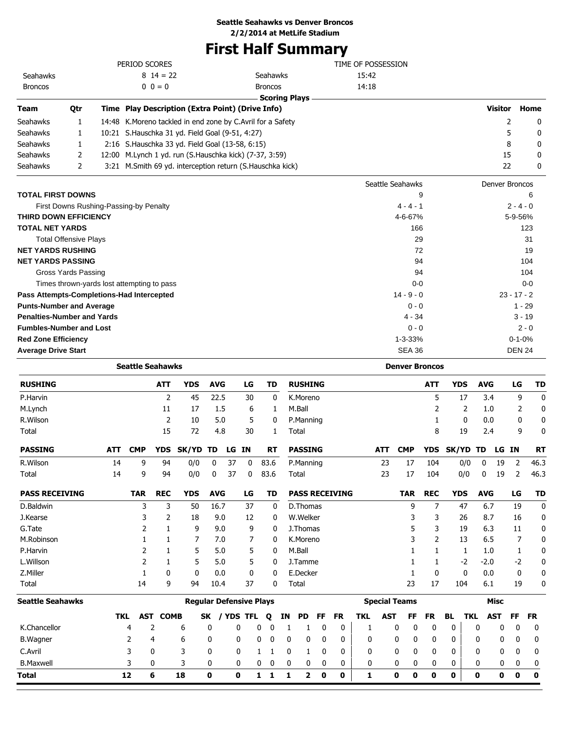**Seattle Seahawks vs Denver Broncos**
**2/2/2014 at MetLife Stadium**

# First Half Summary

| PERIOD SCORES | | | TIME OF POSSESSION | |
|---|---|---|---|---|
| Seahawks | 8 14 = 22 | | Seahawks | 15:42 |
| Broncos | 0 0 = 0 | | Broncos | 14:18 |

**Scoring Plays**

| Team | Qtr | Time | Play Description (Extra Point) (Drive Info) | Visitor | Home |
|---|---|---|---|---|---|
| Seahawks | 1 | 14:48 | K.Moreno tackled in end zone by C.Avril for a Safety | 2 | 0 |
| Seahawks | 1 | 10:21 | S.Hauschka 31 yd. Field Goal (9-51, 4:27) | 5 | 0 |
| Seahawks | 1 | 2:16 | S.Hauschka 33 yd. Field Goal (13-58, 6:15) | 8 | 0 |
| Seahawks | 2 | 12:00 | M.Lynch 1 yd. run (S.Hauschka kick) (7-37, 3:59) | 15 | 0 |
| Seahawks | 2 | 3:21 | M.Smith 69 yd. interception return (S.Hauschka kick) | 22 | 0 |

| | Seattle Seahawks | Denver Broncos |
|---|---|---|
| **TOTAL FIRST DOWNS** | 9 | 6 |
| First Downs Rushing-Passing-by Penalty | 4 - 4 - 1 | 2 - 4 - 0 |
| **THIRD DOWN EFFICIENCY** | 4-6-67% | 5-9-56% |
| **TOTAL NET YARDS** | 166 | 123 |
| Total Offensive Plays | 29 | 31 |
| **NET YARDS RUSHING** | 72 | 19 |
| **NET YARDS PASSING** | 94 | 104 |
| Gross Yards Passing | 94 | 104 |
| Times thrown-yards lost attempting to pass | 0-0 | 0-0 |
| **Pass Attempts-Completions-Had Intercepted** | 14 - 9 - 0 | 23 - 17 - 2 |
| **Punts-Number and Average** | 0 - 0 | 1 - 29 |
| **Penalties-Number and Yards** | 4 - 34 | 3 - 19 |
| **Fumbles-Number and Lost** | 0 - 0 | 2 - 0 |
| **Red Zone Efficiency** | 1-3-33% | 0-1-0% |
| **Average Drive Start** | SEA 36 | DEN 24 |

## Seattle Seahawks

| RUSHING | ATT | YDS | AVG | LG | TD |
|---|---|---|---|---|---|
| P.Harvin | 2 | 45 | 22.5 | 30 | 0 |
| M.Lynch | 11 | 17 | 1.5 | 6 | 1 |
| R.Wilson | 2 | 10 | 5.0 | 5 | 0 |
| Total | 15 | 72 | 4.8 | 30 | 1 |

| PASSING | ATT | CMP | YDS | SK/YD | TD | LG | IN | RT |
|---|---|---|---|---|---|---|---|---|
| R.Wilson | 14 | 9 | 94 | 0/0 | 0 | 37 | 0 | 83.6 |
| Total | 14 | 9 | 94 | 0/0 | 0 | 37 | 0 | 83.6 |

| PASS RECEIVING | TAR | REC | YDS | AVG | LG | TD |
|---|---|---|---|---|---|---|
| D.Baldwin | 3 | 3 | 50 | 16.7 | 37 | 0 |
| J.Kearse | 3 | 2 | 18 | 9.0 | 12 | 0 |
| G.Tate | 2 | 1 | 9 | 9.0 | 9 | 0 |
| M.Robinson | 1 | 1 | 7 | 7.0 | 7 | 0 |
| P.Harvin | 2 | 1 | 5 | 5.0 | 5 | 0 |
| L.Willson | 2 | 1 | 5 | 5.0 | 5 | 0 |
| Z.Miller | 1 | 0 | 0 | 0.0 | 0 | 0 |
| Total | 14 | 9 | 94 | 10.4 | 37 | 0 |

## Denver Broncos

| RUSHING | ATT | YDS | AVG | LG | TD |
|---|---|---|---|---|---|
| K.Moreno | 5 | 17 | 3.4 | 9 | 0 |
| M.Ball | 2 | 2 | 1.0 | 2 | 0 |
| P.Manning | 1 | 0 | 0.0 | 0 | 0 |
| Total | 8 | 19 | 2.4 | 9 | 0 |

| PASSING | ATT | CMP | YDS | SK/YD | TD | LG | IN | RT |
|---|---|---|---|---|---|---|---|---|
| P.Manning | 23 | 17 | 104 | 0/0 | 0 | 19 | 2 | 46.3 |
| Total | 23 | 17 | 104 | 0/0 | 0 | 19 | 2 | 46.3 |

| PASS RECEIVING | TAR | REC | YDS | AVG | LG | TD |
|---|---|---|---|---|---|---|
| D.Thomas | 9 | 7 | 47 | 6.7 | 19 | 0 |
| W.Welker | 3 | 3 | 26 | 8.7 | 16 | 0 |
| J.Thomas | 5 | 3 | 19 | 6.3 | 11 | 0 |
| K.Moreno | 3 | 2 | 13 | 6.5 | 7 | 0 |
| M.Ball | 1 | 1 | 1 | 1.0 | 1 | 0 |
| J.Tamme | 1 | 1 | -2 | -2.0 | -2 | 0 |
| E.Decker | 1 | 0 | 0 | 0.0 | 0 | 0 |
| Total | 23 | 17 | 104 | 6.1 | 19 | 0 |

| Seattle Seahawks | Regular Defensive Plays | | | | | | | | | | | Special Teams | | | | | Misc | | | |
|---|---|---|---|---|---|---|---|---|---|---|---|---|---|---|---|---|---|---|---|---|
| | TKL | AST | COMB | SK | / YDS | TFL | Q | IN | PD | FF | FR | TKL | AST | FF | FR | BL | TKL | AST | FF | FR |
| K.Chancellor | 4 | 2 | 6 | 0 | 0 | 0 | 0 | 1 | 1 | 0 | 0 | 1 | 0 | 0 | 0 | 0 | 0 | 0 | 0 | 0 |
| B.Wagner | 2 | 4 | 6 | 0 | 0 | 0 | 0 | 0 | 0 | 0 | 0 | 0 | 0 | 0 | 0 | 0 | 0 | 0 | 0 | 0 |
| C.Avril | 3 | 0 | 3 | 0 | 0 | 1 | 1 | 0 | 1 | 0 | 0 | 0 | 0 | 0 | 0 | 0 | 0 | 0 | 0 | 0 |
| B.Maxwell | 3 | 0 | 3 | 0 | 0 | 0 | 0 | 0 | 0 | 0 | 0 | 0 | 0 | 0 | 0 | 0 | 0 | 0 | 0 | 0 |
| **Total** | **12** | **6** | **18** | **0** | **0** | **1** | **1** | **1** | **2** | **0** | **0** | **1** | **0** | **0** | **0** | **0** | **0** | **0** | **0** | **0** |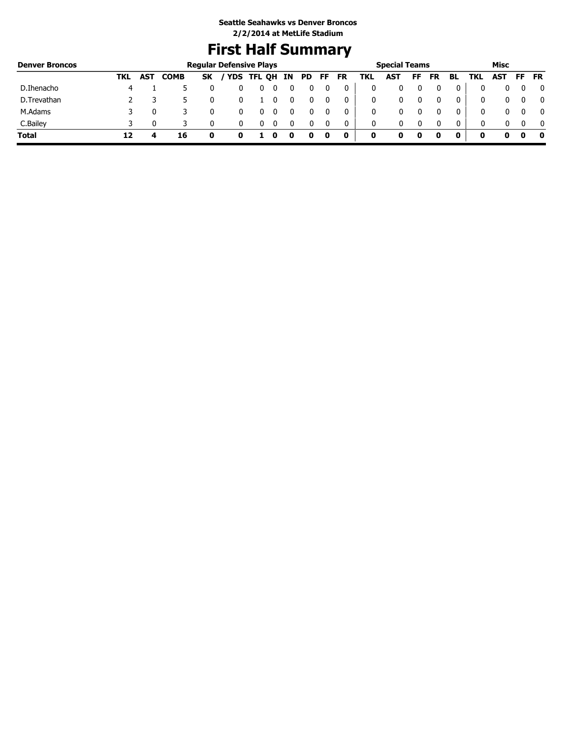**Seattle Seahawks vs Denver Broncos**
**2/2/2014 at MetLife Stadium**

# First Half Summary

| Denver Broncos | Regular Defensive Plays | | | | | | | | | | | Special Teams | | | | | Misc | | | |
|---|---|---|---|---|---|---|---|---|---|---|---|---|---|---|---|---|---|---|---|---|
| | TKL | AST | COMB | SK | / YDS | TFL | QH | IN | PD | FF | FR | TKL | AST | FF | FR | BL | TKL | AST | FF | FR |
| D.Ihenacho | 4 | 1 | 5 | 0 | 0 | 0 | 0 | 0 | 0 | 0 | 0 | 0 | 0 | 0 | 0 | 0 | 0 | 0 | 0 | 0 |
| D.Trevathan | 2 | 3 | 5 | 0 | 0 | 1 | 0 | 0 | 0 | 0 | 0 | 0 | 0 | 0 | 0 | 0 | 0 | 0 | 0 | 0 |
| M.Adams | 3 | 0 | 3 | 0 | 0 | 0 | 0 | 0 | 0 | 0 | 0 | 0 | 0 | 0 | 0 | 0 | 0 | 0 | 0 | 0 |
| C.Bailey | 3 | 0 | 3 | 0 | 0 | 0 | 0 | 0 | 0 | 0 | 0 | 0 | 0 | 0 | 0 | 0 | 0 | 0 | 0 | 0 |
| **Total** | **12** | **4** | **16** | **0** | **0** | **1** | **0** | **0** | **0** | **0** | **0** | **0** | **0** | **0** | **0** | **0** | **0** | **0** | **0** | **0** |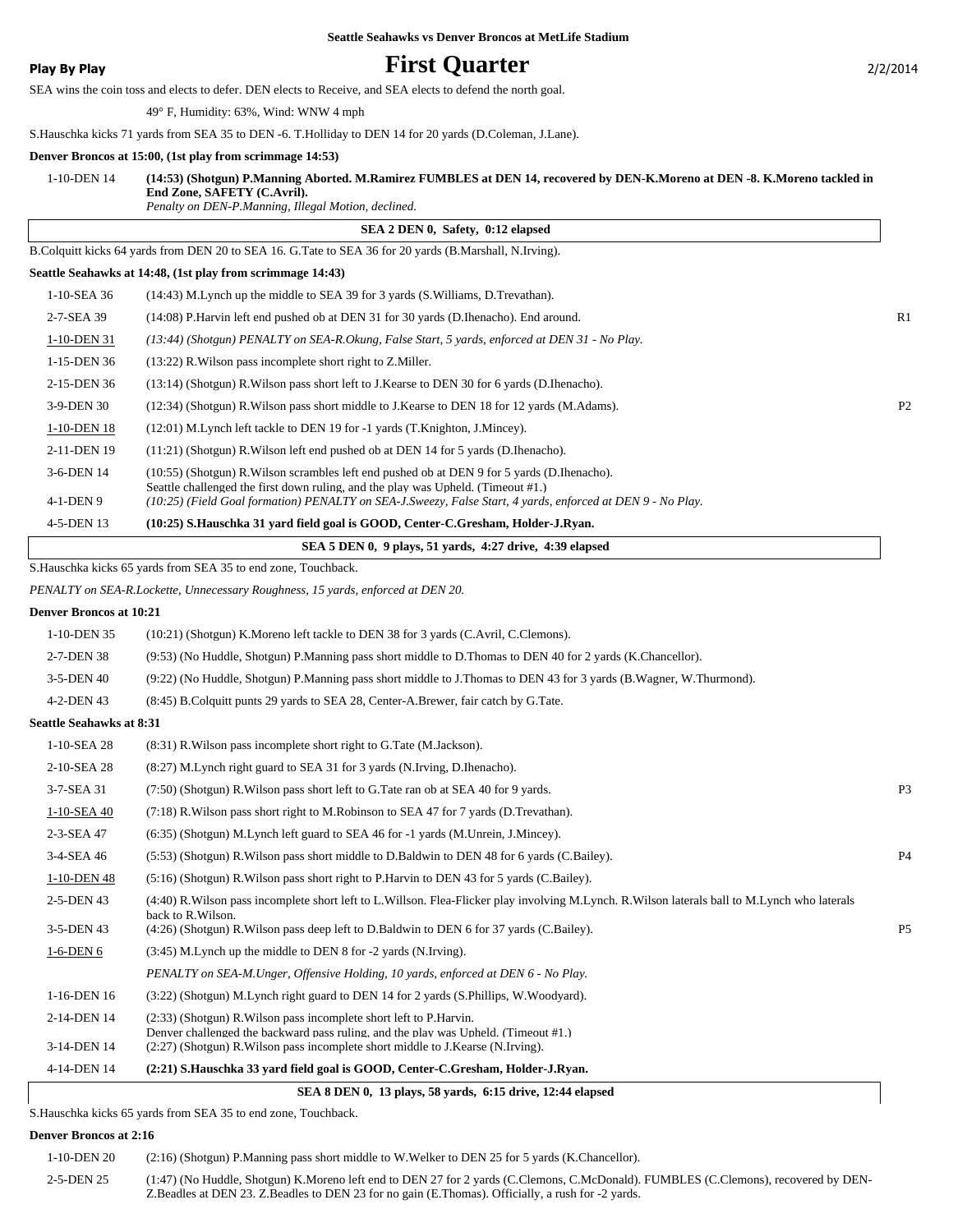**Seattle Seahawks vs Denver Broncos at MetLife Stadium**

**Play By Play**

# First Quarter

2/2/2014

SEA wins the coin toss and elects to defer. DEN elects to Receive, and SEA elects to defend the north goal.

49° F, Humidity: 63%, Wind: WNW 4 mph

S.Hauschka kicks 71 yards from SEA 35 to DEN -6. T.Holliday to DEN 14 for 20 yards (D.Coleman, J.Lane).

**Denver Broncos at 15:00, (1st play from scrimmage 14:53)**

| Down | Play | |
|---|---|---|
| 1-10-DEN 14 | **(14:53) (Shotgun) P.Manning Aborted. M.Ramirez FUMBLES at DEN 14, recovered by DEN-K.Moreno at DEN -8. K.Moreno tackled in End Zone, SAFETY (C.Avril).** *Penalty on DEN-P.Manning, Illegal Motion, declined.* | |

**SEA 2 DEN 0, Safety, 0:12 elapsed**

B.Colquitt kicks 64 yards from DEN 20 to SEA 16. G.Tate to SEA 36 for 20 yards (B.Marshall, N.Irving).

**Seattle Seahawks at 14:48, (1st play from scrimmage 14:43)**

| Down | Play | |
|---|---|---|
| 1-10-SEA 36 | (14:43) M.Lynch up the middle to SEA 39 for 3 yards (S.Williams, D.Trevathan). | |
| 2-7-SEA 39 | (14:08) P.Harvin left end pushed ob at DEN 31 for 30 yards (D.Ihenacho). End around. | R1 |
| 1-10-DEN 31 | *(13:44) (Shotgun) PENALTY on SEA-R.Okung, False Start, 5 yards, enforced at DEN 31 - No Play.* | |
| 1-15-DEN 36 | (13:22) R.Wilson pass incomplete short right to Z.Miller. | |
| 2-15-DEN 36 | (13:14) (Shotgun) R.Wilson pass short left to J.Kearse to DEN 30 for 6 yards (D.Ihenacho). | |
| 3-9-DEN 30 | (12:34) (Shotgun) R.Wilson pass short middle to J.Kearse to DEN 18 for 12 yards (M.Adams). | P2 |
| 1-10-DEN 18 | (12:01) M.Lynch left tackle to DEN 19 for -1 yards (T.Knighton, J.Mincey). | |
| 2-11-DEN 19 | (11:21) (Shotgun) R.Wilson left end pushed ob at DEN 14 for 5 yards (D.Ihenacho). | |
| 3-6-DEN 14 | (10:55) (Shotgun) R.Wilson scrambles left end pushed ob at DEN 9 for 5 yards (D.Ihenacho). Seattle challenged the first down ruling, and the play was Upheld. (Timeout #1.) | |
| 4-1-DEN 9 | *(10:25) (Field Goal formation) PENALTY on SEA-J.Sweezy, False Start, 4 yards, enforced at DEN 9 - No Play.* | |
| 4-5-DEN 13 | **(10:25) S.Hauschka 31 yard field goal is GOOD, Center-C.Gresham, Holder-J.Ryan.** | |

**SEA 5 DEN 0, 9 plays, 51 yards, 4:27 drive, 4:39 elapsed**

S.Hauschka kicks 65 yards from SEA 35 to end zone, Touchback.

*PENALTY on SEA-R.Lockette, Unnecessary Roughness, 15 yards, enforced at DEN 20.*

**Denver Broncos at 10:21**

| Down | Play | |
|---|---|---|
| 1-10-DEN 35 | (10:21) (Shotgun) K.Moreno left tackle to DEN 38 for 3 yards (C.Avril, C.Clemons). | |
| 2-7-DEN 38 | (9:53) (No Huddle, Shotgun) P.Manning pass short middle to D.Thomas to DEN 40 for 2 yards (K.Chancellor). | |
| 3-5-DEN 40 | (9:22) (No Huddle, Shotgun) P.Manning pass short middle to J.Thomas to DEN 43 for 3 yards (B.Wagner, W.Thurmond). | |
| 4-2-DEN 43 | (8:45) B.Colquitt punts 29 yards to SEA 28, Center-A.Brewer, fair catch by G.Tate. | |

**Seattle Seahawks at 8:31**

| Down | Play | |
|---|---|---|
| 1-10-SEA 28 | (8:31) R.Wilson pass incomplete short right to G.Tate (M.Jackson). | |
| 2-10-SEA 28 | (8:27) M.Lynch right guard to SEA 31 for 3 yards (N.Irving, D.Ihenacho). | |
| 3-7-SEA 31 | (7:50) (Shotgun) R.Wilson pass short left to G.Tate ran ob at SEA 40 for 9 yards. | P3 |
| 1-10-SEA 40 | (7:18) R.Wilson pass short right to M.Robinson to SEA 47 for 7 yards (D.Trevathan). | |
| 2-3-SEA 47 | (6:35) (Shotgun) M.Lynch left guard to SEA 46 for -1 yards (M.Unrein, J.Mincey). | |
| 3-4-SEA 46 | (5:53) (Shotgun) R.Wilson pass short middle to D.Baldwin to DEN 48 for 6 yards (C.Bailey). | P4 |
| 1-10-DEN 48 | (5:16) (Shotgun) R.Wilson pass short right to P.Harvin to DEN 43 for 5 yards (C.Bailey). | |
| 2-5-DEN 43 | (4:40) R.Wilson pass incomplete short left to L.Willson. Flea-Flicker play involving M.Lynch. R.Wilson laterals ball to M.Lynch who laterals back to R.Wilson. | |
| 3-5-DEN 43 | (4:26) (Shotgun) R.Wilson pass deep left to D.Baldwin to DEN 6 for 37 yards (C.Bailey). | P5 |
| 1-6-DEN 6 | (3:45) M.Lynch up the middle to DEN 8 for -2 yards (N.Irving). | |
| | *PENALTY on SEA-M.Unger, Offensive Holding, 10 yards, enforced at DEN 6 - No Play.* | |
| 1-16-DEN 16 | (3:22) (Shotgun) M.Lynch right guard to DEN 14 for 2 yards (S.Phillips, W.Woodyard). | |
| 2-14-DEN 14 | (2:33) (Shotgun) R.Wilson pass incomplete short left to P.Harvin. Denver challenged the backward pass ruling, and the play was Upheld. (Timeout #1.) | |
| 3-14-DEN 14 | (2:27) (Shotgun) R.Wilson pass incomplete short middle to J.Kearse (N.Irving). | |
| 4-14-DEN 14 | **(2:21) S.Hauschka 33 yard field goal is GOOD, Center-C.Gresham, Holder-J.Ryan.** | |

**SEA 8 DEN 0, 13 plays, 58 yards, 6:15 drive, 12:44 elapsed**

S.Hauschka kicks 65 yards from SEA 35 to end zone, Touchback.

**Denver Broncos at 2:16**

| Down | Play | |
|---|---|---|
| 1-10-DEN 20 | (2:16) (Shotgun) P.Manning pass short middle to W.Welker to DEN 25 for 5 yards (K.Chancellor). | |
| 2-5-DEN 25 | (1:47) (No Huddle, Shotgun) K.Moreno left end to DEN 27 for 2 yards (C.Clemons, C.McDonald). FUMBLES (C.Clemons), recovered by DEN-Z.Beadles at DEN 23. Z.Beadles to DEN 23 for no gain (E.Thomas). Officially, a rush for -2 yards. | |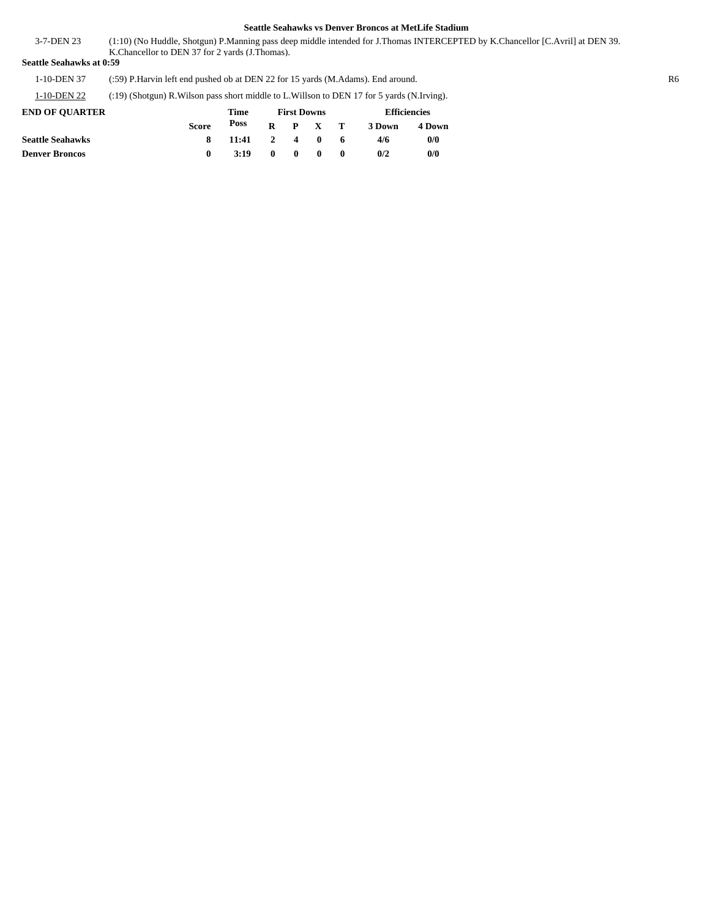**Seattle Seahawks vs Denver Broncos at MetLife Stadium**

| | | |
|---|---|---|
| 3-7-DEN 23 | (1:10) (No Huddle, Shotgun) P.Manning pass deep middle intended for J.Thomas INTERCEPTED by K.Chancellor [C.Avril] at DEN 39. K.Chancellor to DEN 37 for 2 yards (J.Thomas). | |

**Seattle Seahawks at 0:59**

| | | |
|---|---|---|
| 1-10-DEN 37 | (:59) P.Harvin left end pushed ob at DEN 22 for 15 yards (M.Adams). End around. | R6 |
| 1-10-DEN 22 | (:19) (Shotgun) R.Wilson pass short middle to L.Willson to DEN 17 for 5 yards (N.Irving). | |

| END OF QUARTER | Score | Time Poss | First Downs R | P | X | T | Efficiencies 3 Down | 4 Down |
|---|---|---|---|---|---|---|---|---|
| **Seattle Seahawks** | 8 | 11:41 | 2 | 4 | 0 | 6 | 4/6 | 0/0 |
| **Denver Broncos** | 0 | 3:19 | 0 | 0 | 0 | 0 | 0/2 | 0/0 |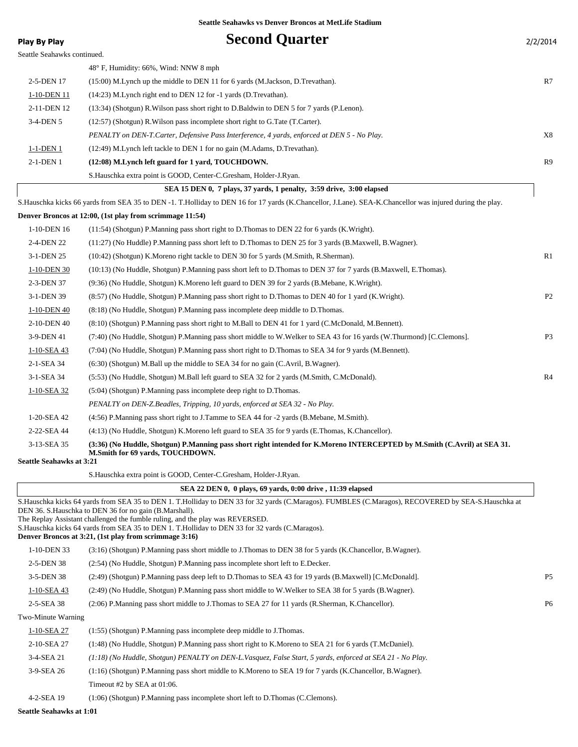**Seattle Seahawks vs Denver Broncos at MetLife Stadium**

**Play By Play**

# Second Quarter

2/2/2014

Seattle Seahawks continued.

| Down & Distance | Play | |
|---|---|---|
| | 48° F, Humidity: 66%, Wind: NNW 8 mph | |
| 2-5-DEN 17 | (15:00) M.Lynch up the middle to DEN 11 for 6 yards (M.Jackson, D.Trevathan). | R7 |
| 1-10-DEN 11 | (14:23) M.Lynch right end to DEN 12 for -1 yards (D.Trevathan). | |
| 2-11-DEN 12 | (13:34) (Shotgun) R.Wilson pass short right to D.Baldwin to DEN 5 for 7 yards (P.Lenon). | |
| 3-4-DEN 5 | (12:57) (Shotgun) R.Wilson pass incomplete short right to G.Tate (T.Carter). | |
| | *PENALTY on DEN-T.Carter, Defensive Pass Interference, 4 yards, enforced at DEN 5 - No Play.* | X8 |
| 1-1-DEN 1 | (12:49) M.Lynch left tackle to DEN 1 for no gain (M.Adams, D.Trevathan). | |
| 2-1-DEN 1 | **(12:08) M.Lynch left guard for 1 yard, TOUCHDOWN.** | R9 |
| | S.Hauschka extra point is GOOD, Center-C.Gresham, Holder-J.Ryan. | |

**SEA 15 DEN 0, 7 plays, 37 yards, 1 penalty, 3:59 drive, 3:00 elapsed**

S.Hauschka kicks 66 yards from SEA 35 to DEN -1. T.Holliday to DEN 16 for 17 yards (K.Chancellor, J.Lane). SEA-K.Chancellor was injured during the play.

**Denver Broncos at 12:00, (1st play from scrimmage 11:54)**

| Down & Distance | Play | |
|---|---|---|
| 1-10-DEN 16 | (11:54) (Shotgun) P.Manning pass short right to D.Thomas to DEN 22 for 6 yards (K.Wright). | |
| 2-4-DEN 22 | (11:27) (No Huddle) P.Manning pass short left to D.Thomas to DEN 25 for 3 yards (B.Maxwell, B.Wagner). | |
| 3-1-DEN 25 | (10:42) (Shotgun) K.Moreno right tackle to DEN 30 for 5 yards (M.Smith, R.Sherman). | R1 |
| 1-10-DEN 30 | (10:13) (No Huddle, Shotgun) P.Manning pass short left to D.Thomas to DEN 37 for 7 yards (B.Maxwell, E.Thomas). | |
| 2-3-DEN 37 | (9:36) (No Huddle, Shotgun) K.Moreno left guard to DEN 39 for 2 yards (B.Mebane, K.Wright). | |
| 3-1-DEN 39 | (8:57) (No Huddle, Shotgun) P.Manning pass short right to D.Thomas to DEN 40 for 1 yard (K.Wright). | P2 |
| 1-10-DEN 40 | (8:18) (No Huddle, Shotgun) P.Manning pass incomplete deep middle to D.Thomas. | |
| 2-10-DEN 40 | (8:10) (Shotgun) P.Manning pass short right to M.Ball to DEN 41 for 1 yard (C.McDonald, M.Bennett). | |
| 3-9-DEN 41 | (7:40) (No Huddle, Shotgun) P.Manning pass short middle to W.Welker to SEA 43 for 16 yards (W.Thurmond) [C.Clemons]. | P3 |
| 1-10-SEA 43 | (7:04) (No Huddle, Shotgun) P.Manning pass short right to D.Thomas to SEA 34 for 9 yards (M.Bennett). | |
| 2-1-SEA 34 | (6:30) (Shotgun) M.Ball up the middle to SEA 34 for no gain (C.Avril, B.Wagner). | |
| 3-1-SEA 34 | (5:53) (No Huddle, Shotgun) M.Ball left guard to SEA 32 for 2 yards (M.Smith, C.McDonald). | R4 |
| 1-10-SEA 32 | (5:04) (Shotgun) P.Manning pass incomplete deep right to D.Thomas. | |
| | *PENALTY on DEN-Z.Beadles, Tripping, 10 yards, enforced at SEA 32 - No Play.* | |
| 1-20-SEA 42 | (4:56) P.Manning pass short right to J.Tamme to SEA 44 for -2 yards (B.Mebane, M.Smith). | |
| 2-22-SEA 44 | (4:13) (No Huddle, Shotgun) K.Moreno left guard to SEA 35 for 9 yards (E.Thomas, K.Chancellor). | |
| 3-13-SEA 35 | **(3:36) (No Huddle, Shotgun) P.Manning pass short right intended for K.Moreno INTERCEPTED by M.Smith (C.Avril) at SEA 31. M.Smith for 69 yards, TOUCHDOWN.** | |

**Seattle Seahawks at 3:21**

S.Hauschka extra point is GOOD, Center-C.Gresham, Holder-J.Ryan.

**SEA 22 DEN 0, 0 plays, 69 yards, 0:00 drive , 11:39 elapsed**

S.Hauschka kicks 64 yards from SEA 35 to DEN 1. T.Holliday to DEN 33 for 32 yards (C.Maragos). FUMBLES (C.Maragos), RECOVERED by SEA-S.Hauschka at DEN 36. S.Hauschka to DEN 36 for no gain (B.Marshall).
The Replay Assistant challenged the fumble ruling, and the play was REVERSED.
S.Hauschka kicks 64 yards from SEA 35 to DEN 1. T.Holliday to DEN 33 for 32 yards (C.Maragos).

**Denver Broncos at 3:21, (1st play from scrimmage 3:16)**

| Down & Distance | Play | |
|---|---|---|
| 1-10-DEN 33 | (3:16) (Shotgun) P.Manning pass short middle to J.Thomas to DEN 38 for 5 yards (K.Chancellor, B.Wagner). | |
| 2-5-DEN 38 | (2:54) (No Huddle, Shotgun) P.Manning pass incomplete short left to E.Decker. | |
| 3-5-DEN 38 | (2:49) (Shotgun) P.Manning pass deep left to D.Thomas to SEA 43 for 19 yards (B.Maxwell) [C.McDonald]. | P5 |
| 1-10-SEA 43 | (2:49) (No Huddle, Shotgun) P.Manning pass short middle to W.Welker to SEA 38 for 5 yards (B.Wagner). | |
| 2-5-SEA 38 | (2:06) P.Manning pass short middle to J.Thomas to SEA 27 for 11 yards (R.Sherman, K.Chancellor). | P6 |
| Two-Minute Warning | | |
| 1-10-SEA 27 | (1:55) (Shotgun) P.Manning pass incomplete deep middle to J.Thomas. | |
| 2-10-SEA 27 | (1:48) (No Huddle, Shotgun) P.Manning pass short right to K.Moreno to SEA 21 for 6 yards (T.McDaniel). | |
| 3-4-SEA 21 | *(1:18) (No Huddle, Shotgun) PENALTY on DEN-L.Vasquez, False Start, 5 yards, enforced at SEA 21 - No Play.* | |
| 3-9-SEA 26 | (1:16) (Shotgun) P.Manning pass short middle to K.Moreno to SEA 19 for 7 yards (K.Chancellor, B.Wagner). | |
| | Timeout #2 by SEA at 01:06. | |
| 4-2-SEA 19 | (1:06) (Shotgun) P.Manning pass incomplete short left to D.Thomas (C.Clemons). | |

**Seattle Seahawks at 1:01**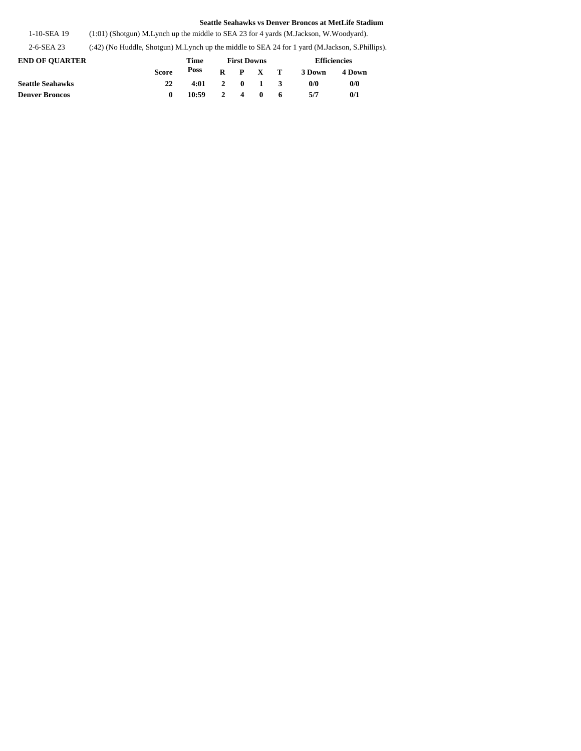**Seattle Seahawks vs Denver Broncos at MetLife Stadium**

| | |
|---|---|
| 1-10-SEA 19 | (1:01) (Shotgun) M.Lynch up the middle to SEA 23 for 4 yards (M.Jackson, W.Woodyard). |
| 2-6-SEA 23 | (:42) (No Huddle, Shotgun) M.Lynch up the middle to SEA 24 for 1 yard (M.Jackson, S.Phillips). |

| **END OF QUARTER** | | **Time** | **First Downs** | | | | **Efficiencies** | |
|---|---|---|---|---|---|---|---|---|
| | **Score** | **Poss** | **R** | **P** | **X** | **T** | **3 Down** | **4 Down** |
| **Seattle Seahawks** | **22** | **4:01** | **2** | **0** | **1** | **3** | **0/0** | **0/0** |
| **Denver Broncos** | **0** | **10:59** | **2** | **4** | **0** | **6** | **5/7** | **0/1** |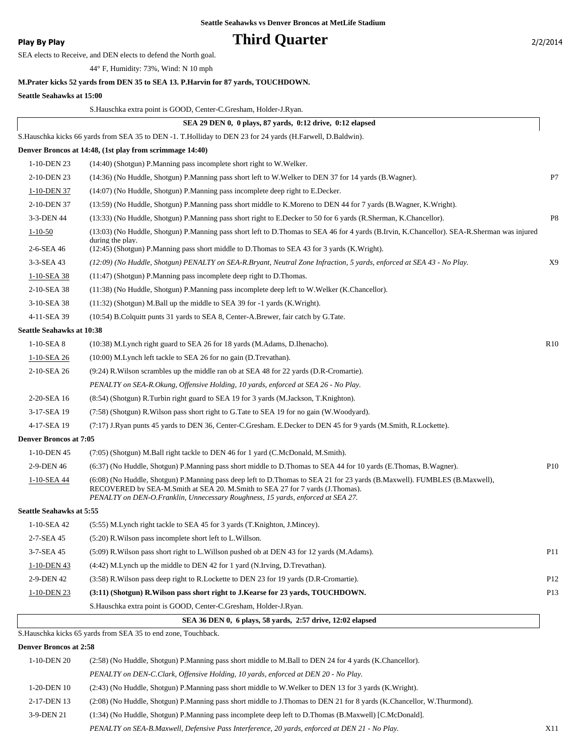Seattle Seahawks vs Denver Broncos at MetLife Stadium

**Play By Play**

# Third Quarter

2/2/2014

SEA elects to Receive, and DEN elects to defend the North goal.

44° F, Humidity: 73%, Wind: N 10 mph

**M.Prater kicks 52 yards from DEN 35 to SEA 13. P.Harvin for 87 yards, TOUCHDOWN.**

**Seattle Seahawks at 15:00**

S.Hauschka extra point is GOOD, Center-C.Gresham, Holder-J.Ryan.

**SEA 29 DEN 0, 0 plays, 87 yards, 0:12 drive, 0:12 elapsed**

S.Hauschka kicks 66 yards from SEA 35 to DEN -1. T.Holliday to DEN 23 for 24 yards (H.Farwell, D.Baldwin).

**Denver Broncos at 14:48, (1st play from scrimmage 14:40)**

| Down | Play | |
|---|---|---|
| 1-10-DEN 23 | (14:40) (Shotgun) P.Manning pass incomplete short right to W.Welker. | |
| 2-10-DEN 23 | (14:36) (No Huddle, Shotgun) P.Manning pass short left to W.Welker to DEN 37 for 14 yards (B.Wagner). | P7 |
| 1-10-DEN 37 | (14:07) (No Huddle, Shotgun) P.Manning pass incomplete deep right to E.Decker. | |
| 2-10-DEN 37 | (13:59) (No Huddle, Shotgun) P.Manning pass short middle to K.Moreno to DEN 44 for 7 yards (B.Wagner, K.Wright). | |
| 3-3-DEN 44 | (13:33) (No Huddle, Shotgun) P.Manning pass short right to E.Decker to 50 for 6 yards (R.Sherman, K.Chancellor). | P8 |
| 1-10-50 | (13:03) (No Huddle, Shotgun) P.Manning pass short left to D.Thomas to SEA 46 for 4 yards (B.Irvin, K.Chancellor). SEA-R.Sherman was injured during the play. | |
| 2-6-SEA 46 | (12:45) (Shotgun) P.Manning pass short middle to D.Thomas to SEA 43 for 3 yards (K.Wright). | |
| 3-3-SEA 43 | *(12:09) (No Huddle, Shotgun) PENALTY on SEA-R.Bryant, Neutral Zone Infraction, 5 yards, enforced at SEA 43 - No Play.* | X9 |
| 1-10-SEA 38 | (11:47) (Shotgun) P.Manning pass incomplete deep right to D.Thomas. | |
| 2-10-SEA 38 | (11:38) (No Huddle, Shotgun) P.Manning pass incomplete deep left to W.Welker (K.Chancellor). | |
| 3-10-SEA 38 | (11:32) (Shotgun) M.Ball up the middle to SEA 39 for -1 yards (K.Wright). | |
| 4-11-SEA 39 | (10:54) B.Colquitt punts 31 yards to SEA 8, Center-A.Brewer, fair catch by G.Tate. | |

**Seattle Seahawks at 10:38**

| Down | Play | |
|---|---|---|
| 1-10-SEA 8 | (10:38) M.Lynch right guard to SEA 26 for 18 yards (M.Adams, D.Ihenacho). | R10 |
| 1-10-SEA 26 | (10:00) M.Lynch left tackle to SEA 26 for no gain (D.Trevathan). | |
| 2-10-SEA 26 | (9:24) R.Wilson scrambles up the middle ran ob at SEA 48 for 22 yards (D.R-Cromartie). *PENALTY on SEA-R.Okung, Offensive Holding, 10 yards, enforced at SEA 26 - No Play.* | |
| 2-20-SEA 16 | (8:54) (Shotgun) R.Turbin right guard to SEA 19 for 3 yards (M.Jackson, T.Knighton). | |
| 3-17-SEA 19 | (7:58) (Shotgun) R.Wilson pass short right to G.Tate to SEA 19 for no gain (W.Woodyard). | |
| 4-17-SEA 19 | (7:17) J.Ryan punts 45 yards to DEN 36, Center-C.Gresham. E.Decker to DEN 45 for 9 yards (M.Smith, R.Lockette). | |

**Denver Broncos at 7:05**

| Down | Play | |
|---|---|---|
| 1-10-DEN 45 | (7:05) (Shotgun) M.Ball right tackle to DEN 46 for 1 yard (C.McDonald, M.Smith). | |
| 2-9-DEN 46 | (6:37) (No Huddle, Shotgun) P.Manning pass short middle to D.Thomas to SEA 44 for 10 yards (E.Thomas, B.Wagner). | P10 |
| 1-10-SEA 44 | (6:08) (No Huddle, Shotgun) P.Manning pass deep left to D.Thomas to SEA 21 for 23 yards (B.Maxwell). FUMBLES (B.Maxwell), RECOVERED by SEA-M.Smith at SEA 20. M.Smith to SEA 27 for 7 yards (J.Thomas). *PENALTY on DEN-O.Franklin, Unnecessary Roughness, 15 yards, enforced at SEA 27.* | |

**Seattle Seahawks at 5:55**

| Down | Play | |
|---|---|---|
| 1-10-SEA 42 | (5:55) M.Lynch right tackle to SEA 45 for 3 yards (T.Knighton, J.Mincey). | |
| 2-7-SEA 45 | (5:20) R.Wilson pass incomplete short left to L.Willson. | |
| 3-7-SEA 45 | (5:09) R.Wilson pass short right to L.Willson pushed ob at DEN 43 for 12 yards (M.Adams). | P11 |
| 1-10-DEN 43 | (4:42) M.Lynch up the middle to DEN 42 for 1 yard (N.Irving, D.Trevathan). | |
| 2-9-DEN 42 | (3:58) R.Wilson pass deep right to R.Lockette to DEN 23 for 19 yards (D.R-Cromartie). | P12 |
| 1-10-DEN 23 | **(3:11) (Shotgun) R.Wilson pass short right to J.Kearse for 23 yards, TOUCHDOWN.** | P13 |
| | S.Hauschka extra point is GOOD, Center-C.Gresham, Holder-J.Ryan. | |

**SEA 36 DEN 0, 6 plays, 58 yards, 2:57 drive, 12:02 elapsed**

S.Hauschka kicks 65 yards from SEA 35 to end zone, Touchback.

**Denver Broncos at 2:58**

| Down | Play | |
|---|---|---|
| 1-10-DEN 20 | (2:58) (No Huddle, Shotgun) P.Manning pass short middle to M.Ball to DEN 24 for 4 yards (K.Chancellor). *PENALTY on DEN-C.Clark, Offensive Holding, 10 yards, enforced at DEN 20 - No Play.* | |
| 1-20-DEN 10 | (2:43) (No Huddle, Shotgun) P.Manning pass short middle to W.Welker to DEN 13 for 3 yards (K.Wright). | |
| 2-17-DEN 13 | (2:08) (No Huddle, Shotgun) P.Manning pass short middle to J.Thomas to DEN 21 for 8 yards (K.Chancellor, W.Thurmond). | |
| 3-9-DEN 21 | (1:34) (No Huddle, Shotgun) P.Manning pass incomplete deep left to D.Thomas (B.Maxwell) [C.McDonald]. *PENALTY on SEA-B.Maxwell, Defensive Pass Interference, 20 yards, enforced at DEN 21 - No Play.* | X11 |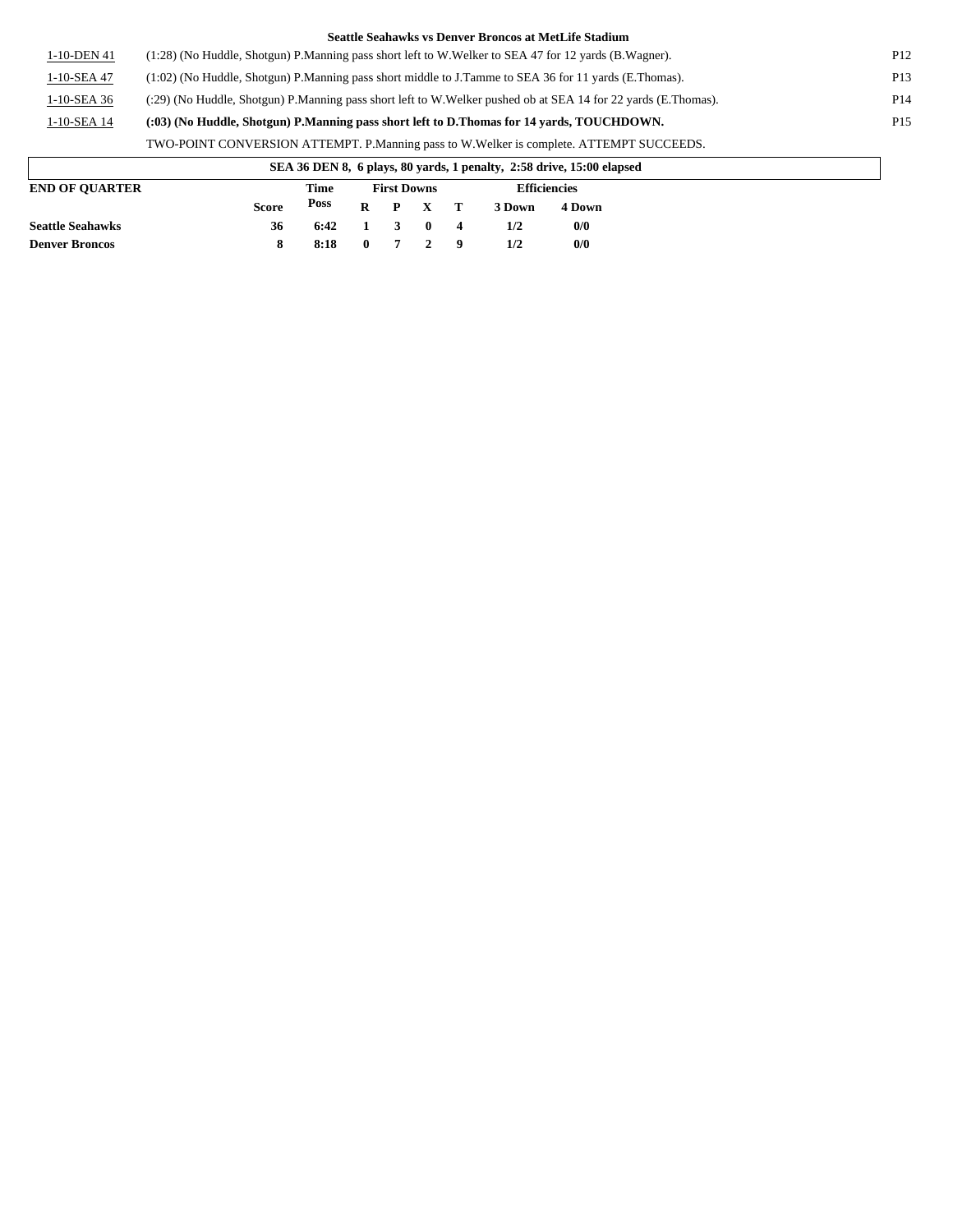**Seattle Seahawks vs Denver Broncos at MetLife Stadium**

| | | |
|---|---|---|
| 1-10-DEN 41 | (1:28) (No Huddle, Shotgun) P.Manning pass short left to W.Welker to SEA 47 for 12 yards (B.Wagner). | P12 |
| 1-10-SEA 47 | (1:02) (No Huddle, Shotgun) P.Manning pass short middle to J.Tamme to SEA 36 for 11 yards (E.Thomas). | P13 |
| 1-10-SEA 36 | (:29) (No Huddle, Shotgun) P.Manning pass short left to W.Welker pushed ob at SEA 14 for 22 yards (E.Thomas). | P14 |
| 1-10-SEA 14 | **(:03) (No Huddle, Shotgun) P.Manning pass short left to D.Thomas for 14 yards, TOUCHDOWN.** | P15 |
| | TWO-POINT CONVERSION ATTEMPT. P.Manning pass to W.Welker is complete. ATTEMPT SUCCEEDS. | |

**SEA 36 DEN 8, 6 plays, 80 yards, 1 penalty, 2:58 drive, 15:00 elapsed**

| END OF QUARTER | Score | Time Poss | First Downs R | P | X | T | Efficiencies 3 Down | 4 Down |
|---|---|---|---|---|---|---|---|---|
| **Seattle Seahawks** | **36** | **6:42** | **1** | **3** | **0** | **4** | **1/2** | **0/0** |
| **Denver Broncos** | **8** | **8:18** | **0** | **7** | **2** | **9** | **1/2** | **0/0** |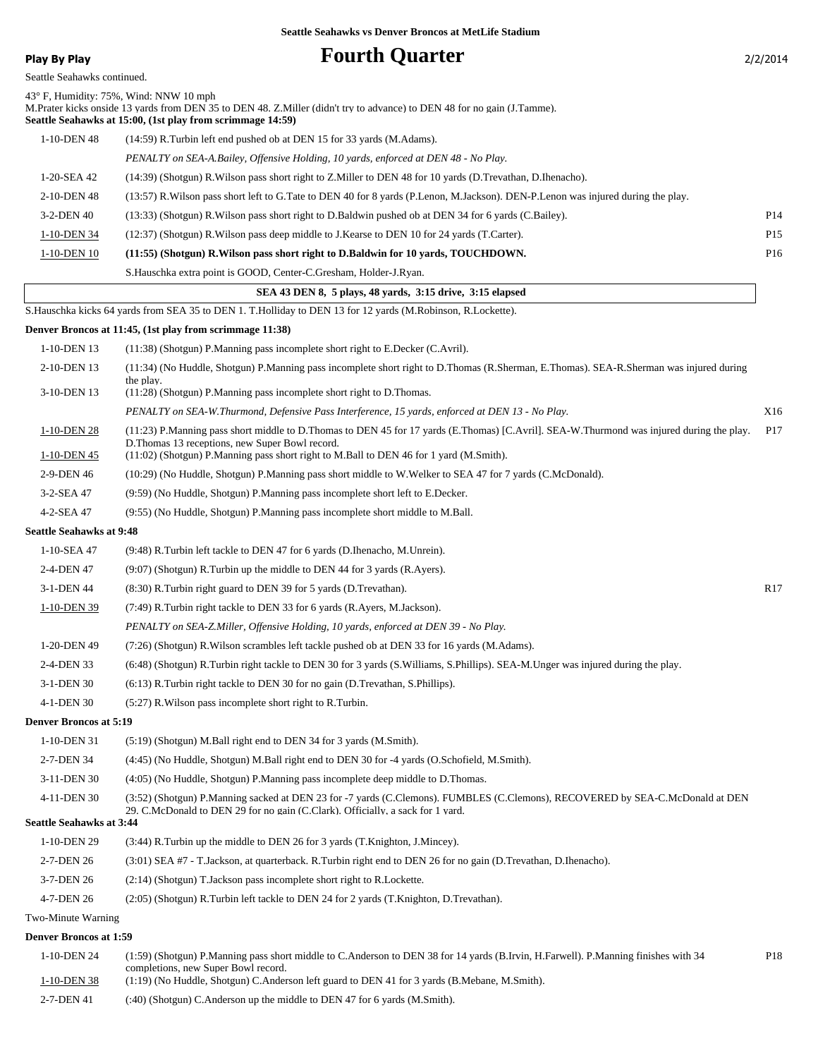Seattle Seahawks vs Denver Broncos at MetLife Stadium

**Play By Play**

# Fourth Quarter

2/2/2014

Seattle Seahawks continued.

43° F, Humidity: 75%, Wind: NNW 10 mph

M.Prater kicks onside 13 yards from DEN 35 to DEN 48. Z.Miller (didn't try to advance) to DEN 48 for no gain (J.Tamme).

**Seattle Seahawks at 15:00, (1st play from scrimmage 14:59)**

| Down | Play | |
|---|---|---|
| 1-10-DEN 48 | (14:59) R.Turbin left end pushed ob at DEN 15 for 33 yards (M.Adams). | |
| | *PENALTY on SEA-A.Bailey, Offensive Holding, 10 yards, enforced at DEN 48 - No Play.* | |
| 1-20-SEA 42 | (14:39) (Shotgun) R.Wilson pass short right to Z.Miller to DEN 48 for 10 yards (D.Trevathan, D.Ihenacho). | |
| 2-10-DEN 48 | (13:57) R.Wilson pass short left to G.Tate to DEN 40 for 8 yards (P.Lenon, M.Jackson). DEN-P.Lenon was injured during the play. | |
| 3-2-DEN 40 | (13:33) (Shotgun) R.Wilson pass short right to D.Baldwin pushed ob at DEN 34 for 6 yards (C.Bailey). | P14 |
| 1-10-DEN 34 | (12:37) (Shotgun) R.Wilson pass deep middle to J.Kearse to DEN 10 for 24 yards (T.Carter). | P15 |
| 1-10-DEN 10 | **(11:55) (Shotgun) R.Wilson pass short right to D.Baldwin for 10 yards, TOUCHDOWN.** | P16 |
| | S.Hauschka extra point is GOOD, Center-C.Gresham, Holder-J.Ryan. | |

**SEA 43 DEN 8, 5 plays, 48 yards, 3:15 drive, 3:15 elapsed**

S.Hauschka kicks 64 yards from SEA 35 to DEN 1. T.Holliday to DEN 13 for 12 yards (M.Robinson, R.Lockette).

**Denver Broncos at 11:45, (1st play from scrimmage 11:38)**

| Down | Play | |
|---|---|---|
| 1-10-DEN 13 | (11:38) (Shotgun) P.Manning pass incomplete short right to E.Decker (C.Avril). | |
| 2-10-DEN 13 | (11:34) (No Huddle, Shotgun) P.Manning pass incomplete short right to D.Thomas (R.Sherman, E.Thomas). SEA-R.Sherman was injured during the play. | |
| 3-10-DEN 13 | (11:28) (Shotgun) P.Manning pass incomplete short right to D.Thomas. | |
| | *PENALTY on SEA-W.Thurmond, Defensive Pass Interference, 15 yards, enforced at DEN 13 - No Play.* | X16 |
| 1-10-DEN 28 | (11:23) P.Manning pass short middle to D.Thomas to DEN 45 for 17 yards (E.Thomas) [C.Avril]. SEA-W.Thurmond was injured during the play. D.Thomas 13 receptions, new Super Bowl record. | P17 |
| 1-10-DEN 45 | (11:02) (Shotgun) P.Manning pass short right to M.Ball to DEN 46 for 1 yard (M.Smith). | |
| 2-9-DEN 46 | (10:29) (No Huddle, Shotgun) P.Manning pass short middle to W.Welker to SEA 47 for 7 yards (C.McDonald). | |
| 3-2-SEA 47 | (9:59) (No Huddle, Shotgun) P.Manning pass incomplete short left to E.Decker. | |
| 4-2-SEA 47 | (9:55) (No Huddle, Shotgun) P.Manning pass incomplete short middle to M.Ball. | |

**Seattle Seahawks at 9:48**

| Down | Play | |
|---|---|---|
| 1-10-SEA 47 | (9:48) R.Turbin left tackle to DEN 47 for 6 yards (D.Ihenacho, M.Unrein). | |
| 2-4-DEN 47 | (9:07) (Shotgun) R.Turbin up the middle to DEN 44 for 3 yards (R.Ayers). | |
| 3-1-DEN 44 | (8:30) R.Turbin right guard to DEN 39 for 5 yards (D.Trevathan). | R17 |
| 1-10-DEN 39 | (7:49) R.Turbin right tackle to DEN 33 for 6 yards (R.Ayers, M.Jackson). | |
| | *PENALTY on SEA-Z.Miller, Offensive Holding, 10 yards, enforced at DEN 39 - No Play.* | |
| 1-20-DEN 49 | (7:26) (Shotgun) R.Wilson scrambles left tackle pushed ob at DEN 33 for 16 yards (M.Adams). | |
| 2-4-DEN 33 | (6:48) (Shotgun) R.Turbin right tackle to DEN 30 for 3 yards (S.Williams, S.Phillips). SEA-M.Unger was injured during the play. | |
| 3-1-DEN 30 | (6:13) R.Turbin right tackle to DEN 30 for no gain (D.Trevathan, S.Phillips). | |
| 4-1-DEN 30 | (5:27) R.Wilson pass incomplete short right to R.Turbin. | |

**Denver Broncos at 5:19**

| Down | Play | |
|---|---|---|
| 1-10-DEN 31 | (5:19) (Shotgun) M.Ball right end to DEN 34 for 3 yards (M.Smith). | |
| 2-7-DEN 34 | (4:45) (No Huddle, Shotgun) M.Ball right end to DEN 30 for -4 yards (O.Schofield, M.Smith). | |
| 3-11-DEN 30 | (4:05) (No Huddle, Shotgun) P.Manning pass incomplete deep middle to D.Thomas. | |
| 4-11-DEN 30 | (3:52) (Shotgun) P.Manning sacked at DEN 23 for -7 yards (C.Clemons). FUMBLES (C.Clemons), RECOVERED by SEA-C.McDonald at DEN 29. C.McDonald to DEN 29 for no gain (C.Clark). Officially, a sack for 1 yard. | |

**Seattle Seahawks at 3:44**

| Down | Play | |
|---|---|---|
| 1-10-DEN 29 | (3:44) R.Turbin up the middle to DEN 26 for 3 yards (T.Knighton, J.Mincey). | |
| 2-7-DEN 26 | (3:01) SEA #7 - T.Jackson, at quarterback. R.Turbin right end to DEN 26 for no gain (D.Trevathan, D.Ihenacho). | |
| 3-7-DEN 26 | (2:14) (Shotgun) T.Jackson pass incomplete short right to R.Lockette. | |
| 4-7-DEN 26 | (2:05) (Shotgun) R.Turbin left tackle to DEN 24 for 2 yards (T.Knighton, D.Trevathan). | |

Two-Minute Warning

**Denver Broncos at 1:59**

| Down | Play | |
|---|---|---|
| 1-10-DEN 24 | (1:59) (Shotgun) P.Manning pass short middle to C.Anderson to DEN 38 for 14 yards (B.Irvin, H.Farwell). P.Manning finishes with 34 completions, new Super Bowl record. | P18 |
| 1-10-DEN 38 | (1:19) (No Huddle, Shotgun) C.Anderson left guard to DEN 41 for 3 yards (B.Mebane, M.Smith). | |
| 2-7-DEN 41 | (:40) (Shotgun) C.Anderson up the middle to DEN 47 for 6 yards (M.Smith). | |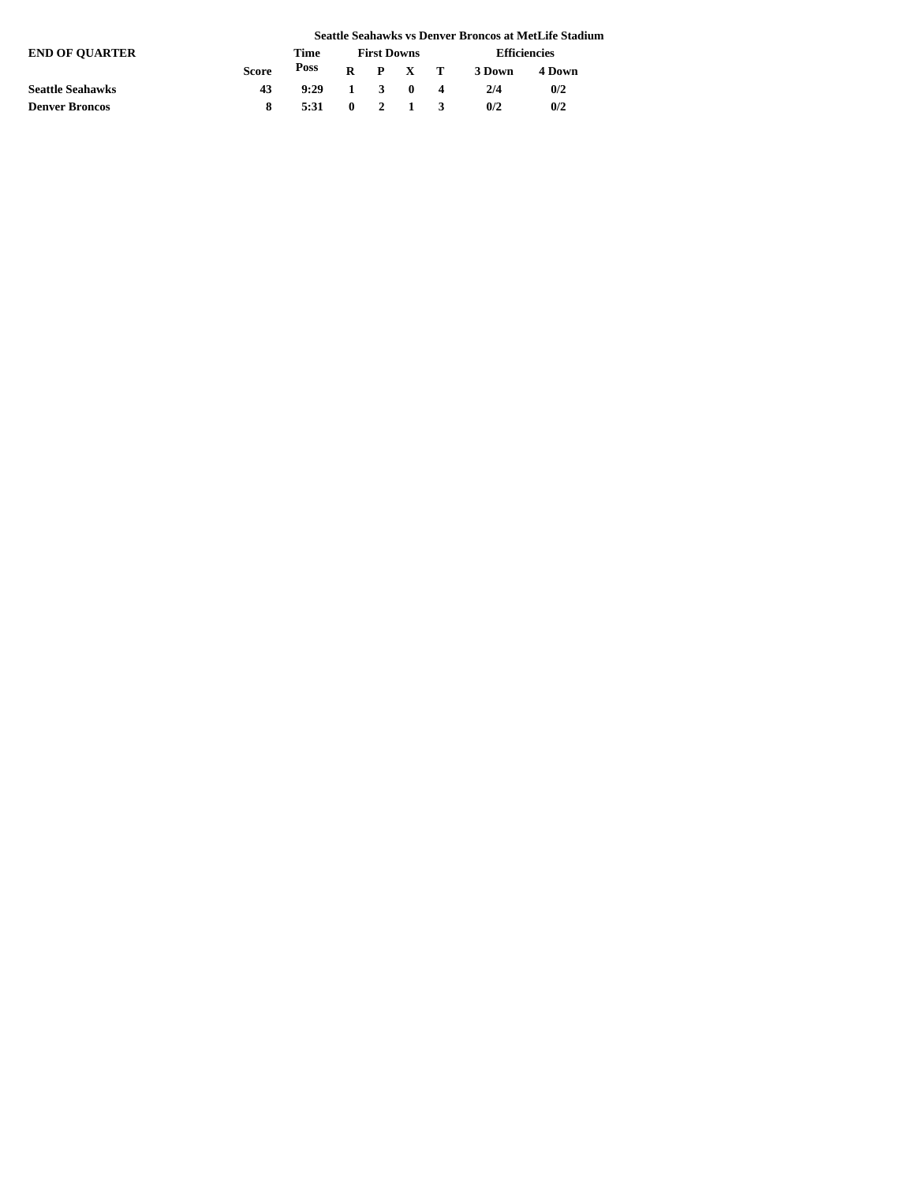## Seattle Seahawks vs Denver Broncos at MetLife Stadium

**END OF QUARTER**

| | Score | Time Poss | First Downs | | | | Efficiencies | |
|---|---|---|---|---|---|---|---|---|
| | | | R | P | X | T | 3 Down | 4 Down |
| **Seattle Seahawks** | 43 | 9:29 | 1 | 3 | 0 | 4 | 2/4 | 0/2 |
| **Denver Broncos** | 8 | 5:31 | 0 | 2 | 1 | 3 | 0/2 | 0/2 |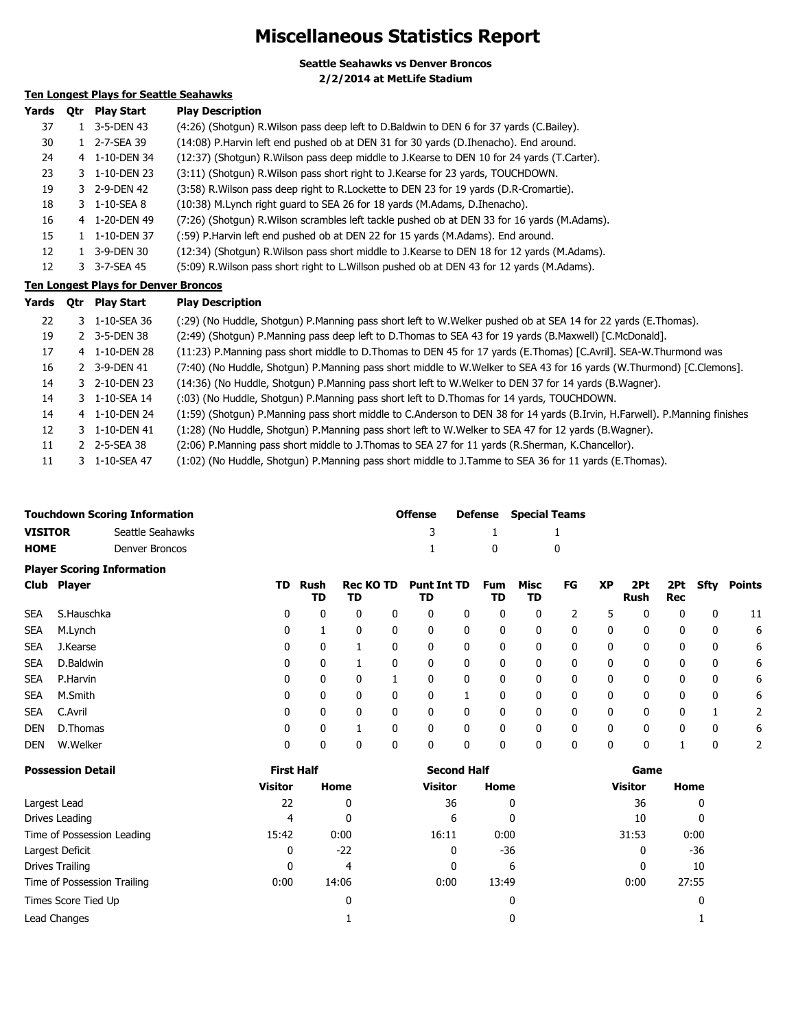# Miscellaneous Statistics Report

**Seattle Seahawks vs Denver Broncos**
**2/2/2014 at MetLife Stadium**

### Ten Longest Plays for Seattle Seahawks

| Yards | Qtr | Play Start | Play Description |
|---|---|---|---|
| 37 | 1 | 3-5-DEN 43 | (4:26) (Shotgun) R.Wilson pass deep left to D.Baldwin to DEN 6 for 37 yards (C.Bailey). |
| 30 | 1 | 2-7-SEA 39 | (14:08) P.Harvin left end pushed ob at DEN 31 for 30 yards (D.Ihenacho). End around. |
| 24 | 4 | 1-10-DEN 34 | (12:37) (Shotgun) R.Wilson pass deep middle to J.Kearse to DEN 10 for 24 yards (T.Carter). |
| 23 | 3 | 1-10-DEN 23 | (3:11) (Shotgun) R.Wilson pass short right to J.Kearse for 23 yards, TOUCHDOWN. |
| 19 | 3 | 2-9-DEN 42 | (3:58) R.Wilson pass deep right to R.Lockette to DEN 23 for 19 yards (D.R-Cromartie). |
| 18 | 3 | 1-10-SEA 8 | (10:38) M.Lynch right guard to SEA 26 for 18 yards (M.Adams, D.Ihenacho). |
| 16 | 4 | 1-20-DEN 49 | (7:26) (Shotgun) R.Wilson scrambles left tackle pushed ob at DEN 33 for 16 yards (M.Adams). |
| 15 | 1 | 1-10-DEN 37 | (:59) P.Harvin left end pushed ob at DEN 22 for 15 yards (M.Adams). End around. |
| 12 | 1 | 3-9-DEN 30 | (12:34) (Shotgun) R.Wilson pass short middle to J.Kearse to DEN 18 for 12 yards (M.Adams). |
| 12 | 3 | 3-7-SEA 45 | (5:09) R.Wilson pass short right to L.Willson pushed ob at DEN 43 for 12 yards (M.Adams). |

### Ten Longest Plays for Denver Broncos

| Yards | Qtr | Play Start | Play Description |
|---|---|---|---|
| 22 | 3 | 1-10-SEA 36 | (:29) (No Huddle, Shotgun) P.Manning pass short left to W.Welker pushed ob at SEA 14 for 22 yards (E.Thomas). |
| 19 | 2 | 3-5-DEN 38 | (2:49) (Shotgun) P.Manning pass deep left to D.Thomas to SEA 43 for 19 yards (B.Maxwell) [C.McDonald]. |
| 17 | 4 | 1-10-DEN 28 | (11:23) P.Manning pass short middle to D.Thomas to DEN 45 for 17 yards (E.Thomas) [C.Avril]. SEA-W.Thurmond was |
| 16 | 2 | 3-9-DEN 41 | (7:40) (No Huddle, Shotgun) P.Manning pass short middle to W.Welker to SEA 43 for 16 yards (W.Thurmond) [C.Clemons]. |
| 14 | 3 | 2-10-DEN 23 | (14:36) (No Huddle, Shotgun) P.Manning pass short left to W.Welker to DEN 37 for 14 yards (B.Wagner). |
| 14 | 3 | 1-10-SEA 14 | (:03) (No Huddle, Shotgun) P.Manning pass short left to D.Thomas for 14 yards, TOUCHDOWN. |
| 14 | 4 | 1-10-DEN 24 | (1:59) (Shotgun) P.Manning pass short middle to C.Anderson to DEN 38 for 14 yards (B.Irvin, H.Farwell). P.Manning finishes |
| 12 | 3 | 1-10-DEN 41 | (1:28) (No Huddle, Shotgun) P.Manning pass short left to W.Welker to SEA 47 for 12 yards (B.Wagner). |
| 11 | 2 | 2-5-SEA 38 | (2:06) P.Manning pass short middle to J.Thomas to SEA 27 for 11 yards (R.Sherman, K.Chancellor). |
| 11 | 3 | 1-10-SEA 47 | (1:02) (No Huddle, Shotgun) P.Manning pass short middle to J.Tamme to SEA 36 for 11 yards (E.Thomas). |

### Touchdown Scoring Information

| | | Offense | Defense | Special Teams |
|---|---|---|---|---|
| **VISITOR** | Seattle Seahawks | 3 | 1 | 1 |
| **HOME** | Denver Broncos | 1 | 0 | 0 |

### Player Scoring Information

| Club | Player | TD | Rush TD | Rec TD | KO TD | Punt TD | Int TD | Fum TD | Misc TD | FG | XP | 2Pt Rush | 2Pt Rec | Sfty | Points |
|---|---|---|---|---|---|---|---|---|---|---|---|---|---|---|---|
| SEA | S.Hauschka | 0 | 0 | 0 | 0 | 0 | 0 | 0 | 0 | 2 | 5 | 0 | 0 | 0 | 11 |
| SEA | M.Lynch | 0 | 1 | 0 | 0 | 0 | 0 | 0 | 0 | 0 | 0 | 0 | 0 | 0 | 6 |
| SEA | J.Kearse | 0 | 0 | 1 | 0 | 0 | 0 | 0 | 0 | 0 | 0 | 0 | 0 | 0 | 6 |
| SEA | D.Baldwin | 0 | 0 | 1 | 0 | 0 | 0 | 0 | 0 | 0 | 0 | 0 | 0 | 0 | 6 |
| SEA | P.Harvin | 0 | 0 | 0 | 1 | 0 | 0 | 0 | 0 | 0 | 0 | 0 | 0 | 0 | 6 |
| SEA | M.Smith | 0 | 0 | 0 | 0 | 0 | 1 | 0 | 0 | 0 | 0 | 0 | 0 | 0 | 6 |
| SEA | C.Avril | 0 | 0 | 0 | 0 | 0 | 0 | 0 | 0 | 0 | 0 | 0 | 0 | 1 | 2 |
| DEN | D.Thomas | 0 | 0 | 1 | 0 | 0 | 0 | 0 | 0 | 0 | 0 | 0 | 0 | 0 | 6 |
| DEN | W.Welker | 0 | 0 | 0 | 0 | 0 | 0 | 0 | 0 | 0 | 0 | 0 | 1 | 0 | 2 |

### Possession Detail

| | First Half | | Second Half | | Game | |
|---|---|---|---|---|---|---|
| | Visitor | Home | Visitor | Home | Visitor | Home |
| Largest Lead | 22 | 0 | 36 | 0 | 36 | 0 |
| Drives Leading | 4 | 0 | 6 | 0 | 10 | 0 |
| Time of Possession Leading | 15:42 | 0:00 | 16:11 | 0:00 | 31:53 | 0:00 |
| Largest Deficit | 0 | -22 | 0 | -36 | 0 | -36 |
| Drives Trailing | 0 | 4 | 0 | 6 | 0 | 10 |
| Time of Possession Trailing | 0:00 | 14:06 | 0:00 | 13:49 | 0:00 | 27:55 |
| Times Score Tied Up | | 0 | | 0 | | 0 |
| Lead Changes | | 1 | | 0 | | 1 |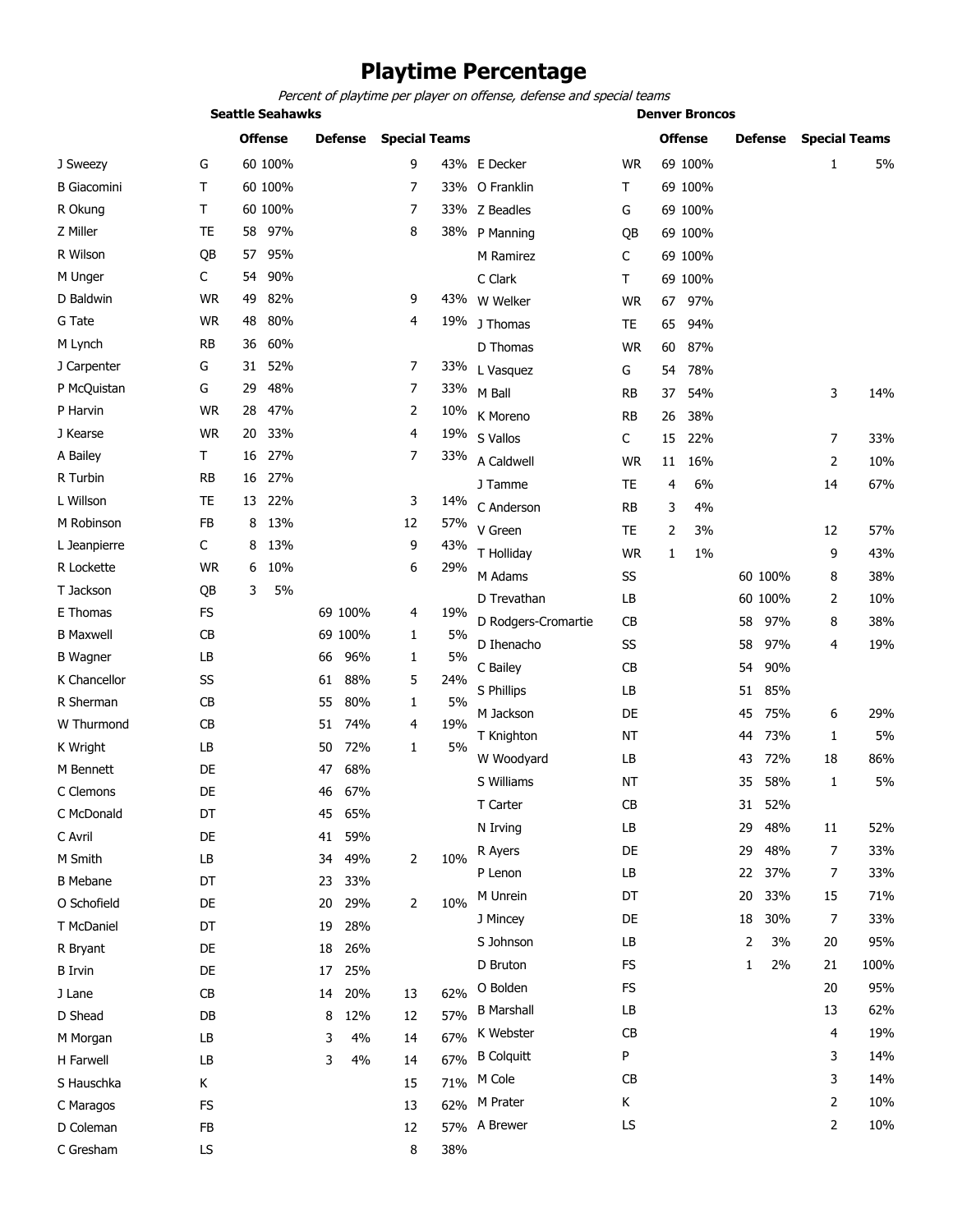# Playtime Percentage

*Percent of playtime per player on offense, defense and special teams*

## Seattle Seahawks

| Player | Pos | Offense | | Defense | | Special Teams | |
|---|---|---|---|---|---|---|---|
| J Sweezy | G | 60 | 100% | | | 9 | 43% |
| B Giacomini | T | 60 | 100% | | | 7 | 33% |
| R Okung | T | 60 | 100% | | | 7 | 33% |
| Z Miller | TE | 58 | 97% | | | 8 | 38% |
| R Wilson | QB | 57 | 95% | | | | |
| M Unger | C | 54 | 90% | | | | |
| D Baldwin | WR | 49 | 82% | | | 9 | 43% |
| G Tate | WR | 48 | 80% | | | 4 | 19% |
| M Lynch | RB | 36 | 60% | | | | |
| J Carpenter | G | 31 | 52% | | | 7 | 33% |
| P McQuistan | G | 29 | 48% | | | 7 | 33% |
| P Harvin | WR | 28 | 47% | | | 2 | 10% |
| J Kearse | WR | 20 | 33% | | | 4 | 19% |
| A Bailey | T | 16 | 27% | | | 7 | 33% |
| R Turbin | RB | 16 | 27% | | | | |
| L Willson | TE | 13 | 22% | | | 3 | 14% |
| M Robinson | FB | 8 | 13% | | | 12 | 57% |
| L Jeanpierre | C | 8 | 13% | | | 9 | 43% |
| R Lockette | WR | 6 | 10% | | | 6 | 29% |
| T Jackson | QB | 3 | 5% | | | | |
| E Thomas | FS | | | 69 | 100% | 4 | 19% |
| B Maxwell | CB | | | 69 | 100% | 1 | 5% |
| B Wagner | LB | | | 66 | 96% | 1 | 5% |
| K Chancellor | SS | | | 61 | 88% | 5 | 24% |
| R Sherman | CB | | | 55 | 80% | 1 | 5% |
| W Thurmond | CB | | | 51 | 74% | 4 | 19% |
| K Wright | LB | | | 50 | 72% | 1 | 5% |
| M Bennett | DE | | | 47 | 68% | | |
| C Clemons | DE | | | 46 | 67% | | |
| C McDonald | DT | | | 45 | 65% | | |
| C Avril | DE | | | 41 | 59% | | |
| M Smith | LB | | | 34 | 49% | 2 | 10% |
| B Mebane | DT | | | 23 | 33% | | |
| O Schofield | DE | | | 20 | 29% | 2 | 10% |
| T McDaniel | DT | | | 19 | 28% | | |
| R Bryant | DE | | | 18 | 26% | | |
| B Irvin | DE | | | 17 | 25% | | |
| J Lane | CB | | | 14 | 20% | 13 | 62% |
| D Shead | DB | | | 8 | 12% | 12 | 57% |
| M Morgan | LB | | | 3 | 4% | 14 | 67% |
| H Farwell | LB | | | 3 | 4% | 14 | 67% |
| S Hauschka | K | | | | | 15 | 71% |
| C Maragos | FS | | | | | 13 | 62% |
| D Coleman | FB | | | | | 12 | 57% |
| C Gresham | LS | | | | | 8 | 38% |

## Denver Broncos

| Player | Pos | Offense | | Defense | | Special Teams | |
|---|---|---|---|---|---|---|---|
| E Decker | WR | 69 | 100% | | | 1 | 5% |
| O Franklin | T | 69 | 100% | | | | |
| Z Beadles | G | 69 | 100% | | | | |
| P Manning | QB | 69 | 100% | | | | |
| M Ramirez | C | 69 | 100% | | | | |
| C Clark | T | 69 | 100% | | | | |
| W Welker | WR | 67 | 97% | | | | |
| J Thomas | TE | 65 | 94% | | | | |
| D Thomas | WR | 60 | 87% | | | | |
| L Vasquez | G | 54 | 78% | | | | |
| M Ball | RB | 37 | 54% | | | 3 | 14% |
| K Moreno | RB | 26 | 38% | | | | |
| S Vallos | C | 15 | 22% | | | 7 | 33% |
| A Caldwell | WR | 11 | 16% | | | 2 | 10% |
| J Tamme | TE | 4 | 6% | | | 14 | 67% |
| C Anderson | RB | 3 | 4% | | | | |
| V Green | TE | 2 | 3% | | | 12 | 57% |
| T Holliday | WR | 1 | 1% | | | 9 | 43% |
| M Adams | SS | | | 60 | 100% | 8 | 38% |
| D Trevathan | LB | | | 60 | 100% | 2 | 10% |
| D Rodgers-Cromartie | CB | | | 58 | 97% | 8 | 38% |
| D Ihenacho | SS | | | 58 | 97% | 4 | 19% |
| C Bailey | CB | | | 54 | 90% | | |
| S Phillips | LB | | | 51 | 85% | | |
| M Jackson | DE | | | 45 | 75% | 6 | 29% |
| T Knighton | NT | | | 44 | 73% | 1 | 5% |
| W Woodyard | LB | | | 43 | 72% | 18 | 86% |
| S Williams | NT | | | 35 | 58% | 1 | 5% |
| T Carter | CB | | | 31 | 52% | | |
| N Irving | LB | | | 29 | 48% | 11 | 52% |
| R Ayers | DE | | | 29 | 48% | 7 | 33% |
| P Lenon | LB | | | 22 | 37% | 7 | 33% |
| M Unrein | DT | | | 20 | 33% | 15 | 71% |
| J Mincey | DE | | | 18 | 30% | 7 | 33% |
| S Johnson | LB | | | 2 | 3% | 20 | 95% |
| D Bruton | FS | | | 1 | 2% | 21 | 100% |
| O Bolden | FS | | | | | 20 | 95% |
| B Marshall | LB | | | | | 13 | 62% |
| K Webster | CB | | | | | 4 | 19% |
| B Colquitt | P | | | | | 3 | 14% |
| M Cole | CB | | | | | 3 | 14% |
| M Prater | K | | | | | 2 | 10% |
| A Brewer | LS | | | | | 2 | 10% |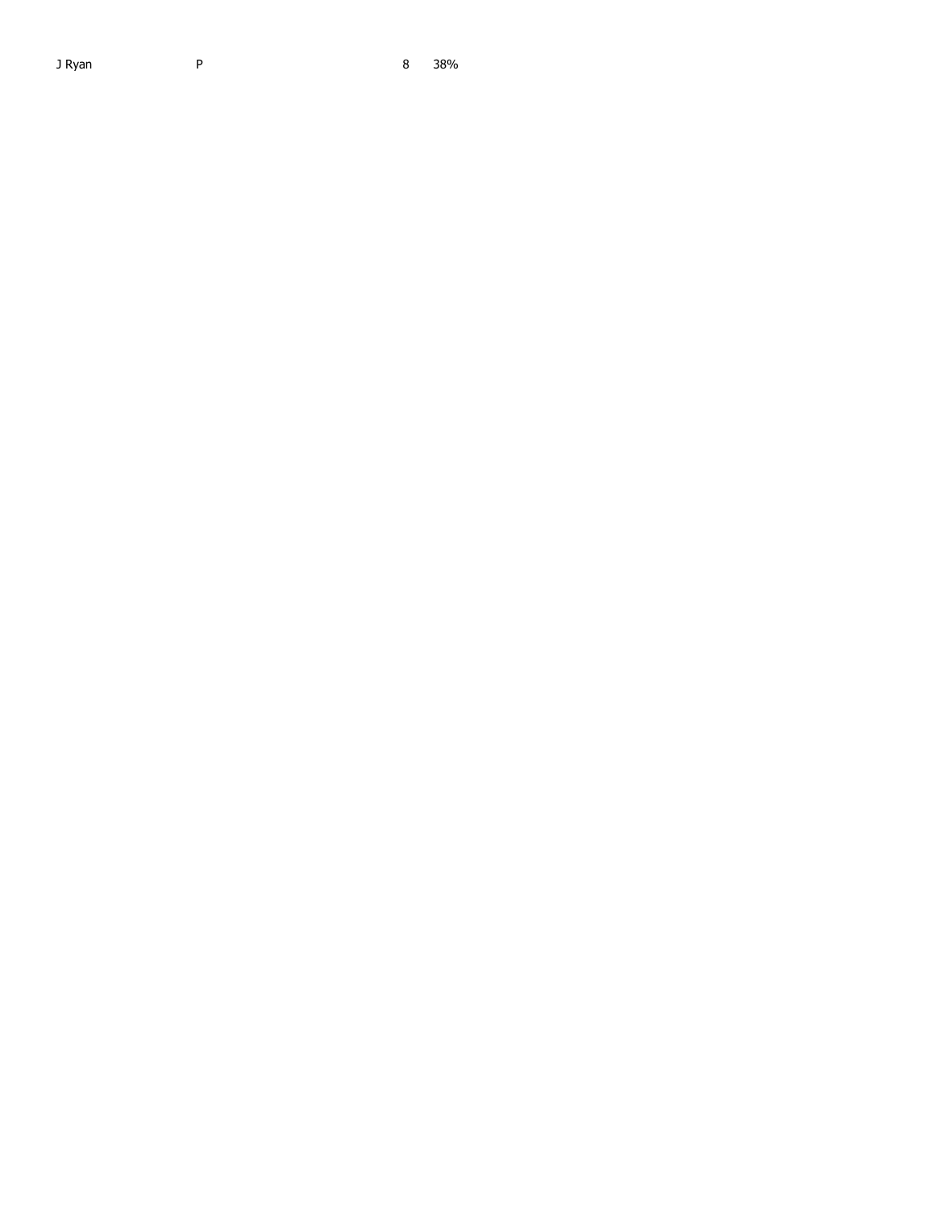| | | | |
|---|---|---|---|
| J Ryan | P | 8 | 38% |